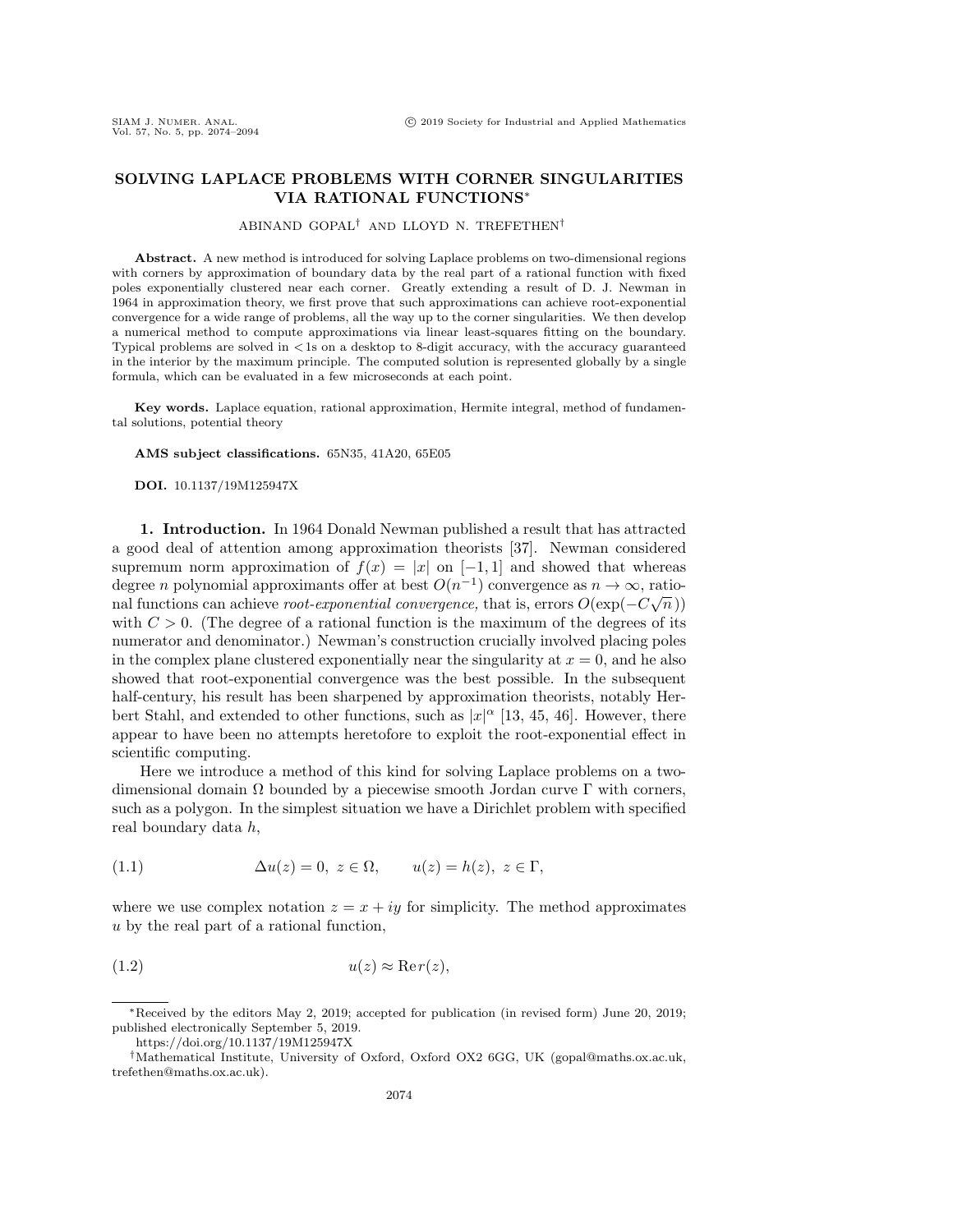# SOLVING LAPLACE PROBLEMS WITH CORNER SINGULARITIES VIA RATIONAL FUNCTIONS*

ABINAND GOPAL† AND LLOYD N. TREFETHEN†

**Abstract.** A new method is introduced for solving Laplace problems on two-dimensional regions with corners by approximation of boundary data by the real part of a rational function with fixed poles exponentially clustered near each corner. Greatly extending a result of D. J. Newman in 1964 in approximation theory, we first prove that such approximations can achieve root-exponential convergence for a wide range of problems, all the way up to the corner singularities. We then develop a numerical method to compute approximations via linear least-squares fitting on the boundary. Typical problems are solved in $<1$s on a desktop to 8-digit accuracy, with the accuracy guaranteed in the interior by the maximum principle. The computed solution is represented globally by a single formula, which can be evaluated in a few microseconds at each point.

**Key words.** Laplace equation, rational approximation, Hermite integral, method of fundamental solutions, potential theory

**AMS subject classifications.** 65N35, 41A20, 65E05

**DOI.** 10.1137/19M125947X

**1. Introduction.** In 1964 Donald Newman published a result that has attracted a good deal of attention among approximation theorists [37]. Newman considered supremum norm approximation of $f(x) = |x|$ on $[-1, 1]$ and showed that whereas degree $n$ polynomial approximants offer at best $O(n^{-1})$ convergence as $n \to \infty$, rational functions can achieve *root-exponential convergence,* that is, errors $O(\exp(-C\sqrt{n}\,))$ with $C > 0$. (The degree of a rational function is the maximum of the degrees of its numerator and denominator.) Newman's construction crucially involved placing poles in the complex plane clustered exponentially near the singularity at $x = 0$, and he also showed that root-exponential convergence was the best possible. In the subsequent half-century, his result has been sharpened by approximation theorists, notably Herbert Stahl, and extended to other functions, such as $|x|^\alpha$ [13, 45, 46]. However, there appear to have been no attempts heretofore to exploit the root-exponential effect in scientific computing.

Here we introduce a method of this kind for solving Laplace problems on a two-dimensional domain $\Omega$ bounded by a piecewise smooth Jordan curve $\Gamma$ with corners, such as a polygon. In the simplest situation we have a Dirichlet problem with specified real boundary data $h$,

$$\Delta u(z) = 0,\ z \in \Omega, \qquad u(z) = h(z),\ z \in \Gamma, \tag{1.1}$$

where we use complex notation $z = x + iy$ for simplicity. The method approximates $u$ by the real part of a rational function,

$$u(z) \approx \operatorname{Re} r(z), \tag{1.2}$$

---

*Received by the editors May 2, 2019; accepted for publication (in revised form) June 20, 2019; published electronically September 5, 2019.
https://doi.org/10.1137/19M125947X

†Mathematical Institute, University of Oxford, Oxford OX2 6GG, UK (gopal@maths.ox.ac.uk, trefethen@maths.ox.ac.uk).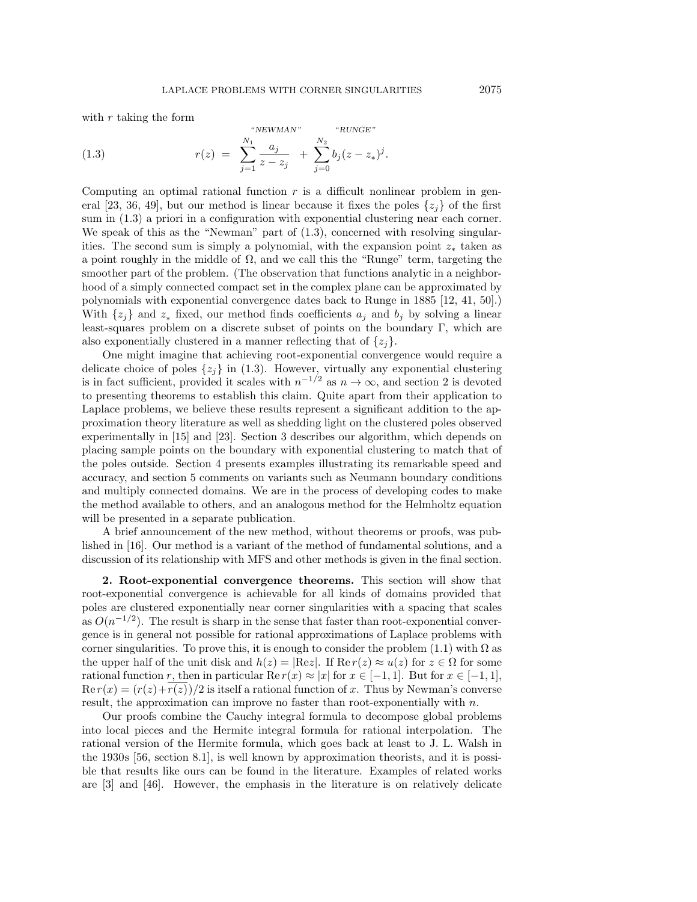with $r$ taking the form

$$r(z) \;=\; \overbrace{\sum_{j=1}^{N_1} \frac{a_j}{z - z_j}}^{\text{“NEWMAN”}} \;+\; \overbrace{\sum_{j=0}^{N_2} b_j (z - z_*)^j}^{\text{“RUNGE”}}. \tag{1.3}$$

Computing an optimal rational function $r$ is a difficult nonlinear problem in general [23, 36, 49], but our method is linear because it fixes the poles $\{z_j\}$ of the first sum in (1.3) a priori in a configuration with exponential clustering near each corner. We speak of this as the "Newman" part of (1.3), concerned with resolving singularities. The second sum is simply a polynomial, with the expansion point $z_*$ taken as a point roughly in the middle of $\Omega$, and we call this the "Runge" term, targeting the smoother part of the problem. (The observation that functions analytic in a neighborhood of a simply connected compact set in the complex plane can be approximated by polynomials with exponential convergence dates back to Runge in 1885 [12, 41, 50].) With $\{z_j\}$ and $z_*$ fixed, our method finds coefficients $a_j$ and $b_j$ by solving a linear least-squares problem on a discrete subset of points on the boundary $\Gamma$, which are also exponentially clustered in a manner reflecting that of $\{z_j\}$.

One might imagine that achieving root-exponential convergence would require a delicate choice of poles $\{z_j\}$ in (1.3). However, virtually any exponential clustering is in fact sufficient, provided it scales with $n^{-1/2}$ as $n \to \infty$, and section 2 is devoted to presenting theorems to establish this claim. Quite apart from their application to Laplace problems, we believe these results represent a significant addition to the approximation theory literature as well as shedding light on the clustered poles observed experimentally in [15] and [23]. Section 3 describes our algorithm, which depends on placing sample points on the boundary with exponential clustering to match that of the poles outside. Section 4 presents examples illustrating its remarkable speed and accuracy, and section 5 comments on variants such as Neumann boundary conditions and multiply connected domains. We are in the process of developing codes to make the method available to others, and an analogous method for the Helmholtz equation will be presented in a separate publication.

A brief announcement of the new method, without theorems or proofs, was published in [16]. Our method is a variant of the method of fundamental solutions, and a discussion of its relationship with MFS and other methods is given in the final section.

## 2. Root-exponential convergence theorems.

This section will show that root-exponential convergence is achievable for all kinds of domains provided that poles are clustered exponentially near corner singularities with a spacing that scales as $O(n^{-1/2})$. The result is sharp in the sense that faster than root-exponential convergence is in general not possible for rational approximations of Laplace problems with corner singularities. To prove this, it is enough to consider the problem (1.1) with $\Omega$ as the upper half of the unit disk and $h(z) = |\mathrm{Re}z|$. If $\mathrm{Re}\, r(z) \approx u(z)$ for $z \in \Omega$ for some rational function $r$, then in particular $\mathrm{Re}\, r(x) \approx |x|$ for $x \in [-1, 1]$. But for $x \in [-1, 1]$, $\mathrm{Re}\, r(x) = (r(z) + \overline{r(\overline{z})})/2$ is itself a rational function of $x$. Thus by Newman's converse result, the approximation can improve no faster than root-exponentially with $n$.

Our proofs combine the Cauchy integral formula to decompose global problems into local pieces and the Hermite integral formula for rational interpolation. The rational version of the Hermite formula, which goes back at least to J. L. Walsh in the 1930s [56, section 8.1], is well known by approximation theorists, and it is possible that results like ours can be found in the literature. Examples of related works are [3] and [46]. However, the emphasis in the literature is on relatively delicate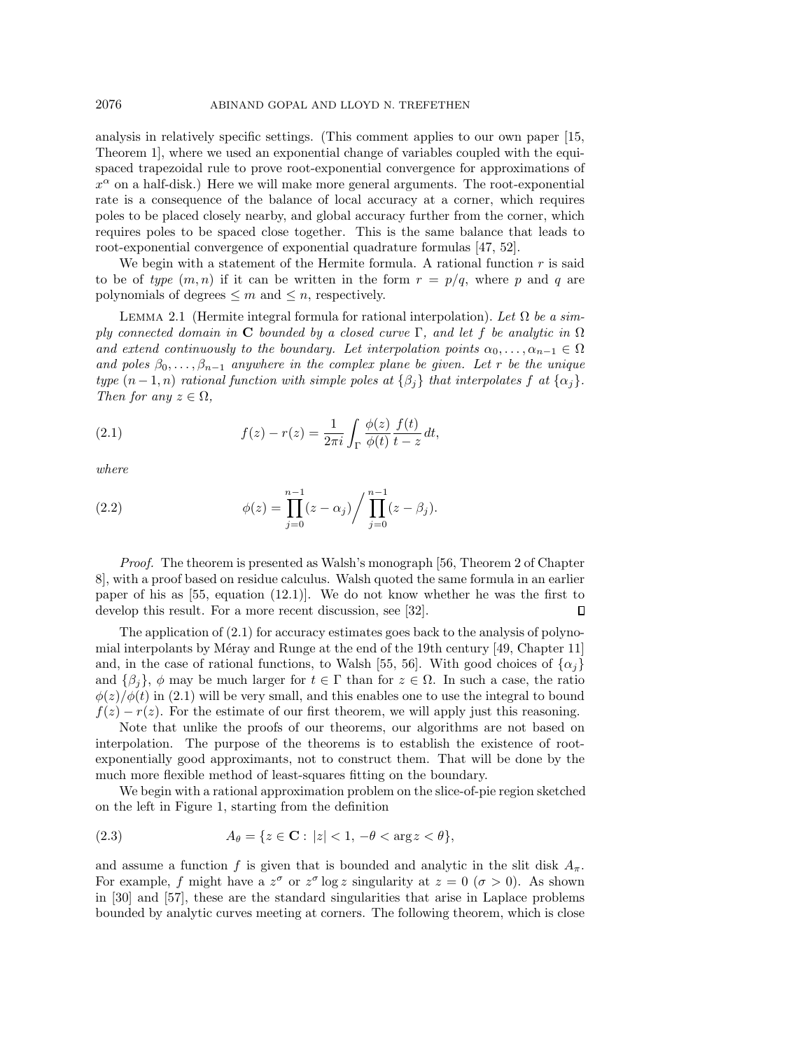analysis in relatively specific settings. (This comment applies to our own paper [15, Theorem 1], where we used an exponential change of variables coupled with the equispaced trapezoidal rule to prove root-exponential convergence for approximations of $x^\alpha$ on a half-disk.) Here we will make more general arguments. The root-exponential rate is a consequence of the balance of local accuracy at a corner, which requires poles to be placed closely nearby, and global accuracy further from the corner, which requires poles to be spaced close together. This is the same balance that leads to root-exponential convergence of exponential quadrature formulas [47, 52].

We begin with a statement of the Hermite formula. A rational function $r$ is said to be of *type* $(m, n)$ if it can be written in the form $r = p/q$, where $p$ and $q$ are polynomials of degrees $\leq m$ and $\leq n$, respectively.

Lemma 2.1 (Hermite integral formula for rational interpolation). *Let $\Omega$ be a simply connected domain in $\mathbf{C}$ bounded by a closed curve $\Gamma$, and let $f$ be analytic in $\Omega$ and extend continuously to the boundary. Let interpolation points $\alpha_0, \ldots, \alpha_{n-1} \in \Omega$ and poles $\beta_0, \ldots, \beta_{n-1}$ anywhere in the complex plane be given. Let $r$ be the unique type $(n-1, n)$ rational function with simple poles at $\{\beta_j\}$ that interpolates $f$ at $\{\alpha_j\}$. Then for any $z \in \Omega$,*

$$f(z) - r(z) = \frac{1}{2\pi i} \int_\Gamma \frac{\phi(z)}{\phi(t)} \frac{f(t)}{t - z}\, dt, \tag{2.1}$$

*where*

$$\phi(z) = \prod_{j=0}^{n-1} (z - \alpha_j) \Big/ \prod_{j=0}^{n-1} (z - \beta_j). \tag{2.2}$$

*Proof.* The theorem is presented as Walsh's monograph [56, Theorem 2 of Chapter 8], with a proof based on residue calculus. Walsh quoted the same formula in an earlier paper of his as [55, equation (12.1)]. We do not know whether he was the first to develop this result. For a more recent discussion, see [32]. ∎

The application of (2.1) for accuracy estimates goes back to the analysis of polynomial interpolants by Méray and Runge at the end of the 19th century [49, Chapter 11] and, in the case of rational functions, to Walsh [55, 56]. With good choices of $\{\alpha_j\}$ and $\{\beta_j\}$, $\phi$ may be much larger for $t \in \Gamma$ than for $z \in \Omega$. In such a case, the ratio $\phi(z)/\phi(t)$ in (2.1) will be very small, and this enables one to use the integral to bound $f(z) - r(z)$. For the estimate of our first theorem, we will apply just this reasoning.

Note that unlike the proofs of our theorems, our algorithms are not based on interpolation. The purpose of the theorems is to establish the existence of root-exponentially good approximants, not to construct them. That will be done by the much more flexible method of least-squares fitting on the boundary.

We begin with a rational approximation problem on the slice-of-pie region sketched on the left in Figure 1, starting from the definition

$$A_\theta = \{z \in \mathbf{C} :\, |z| < 1,\, -\theta < \arg z < \theta\}, \tag{2.3}$$

and assume a function $f$ is given that is bounded and analytic in the slit disk $A_\pi$. For example, $f$ might have a $z^\sigma$ or $z^\sigma \log z$ singularity at $z = 0$ ($\sigma > 0$). As shown in [30] and [57], these are the standard singularities that arise in Laplace problems bounded by analytic curves meeting at corners. The following theorem, which is close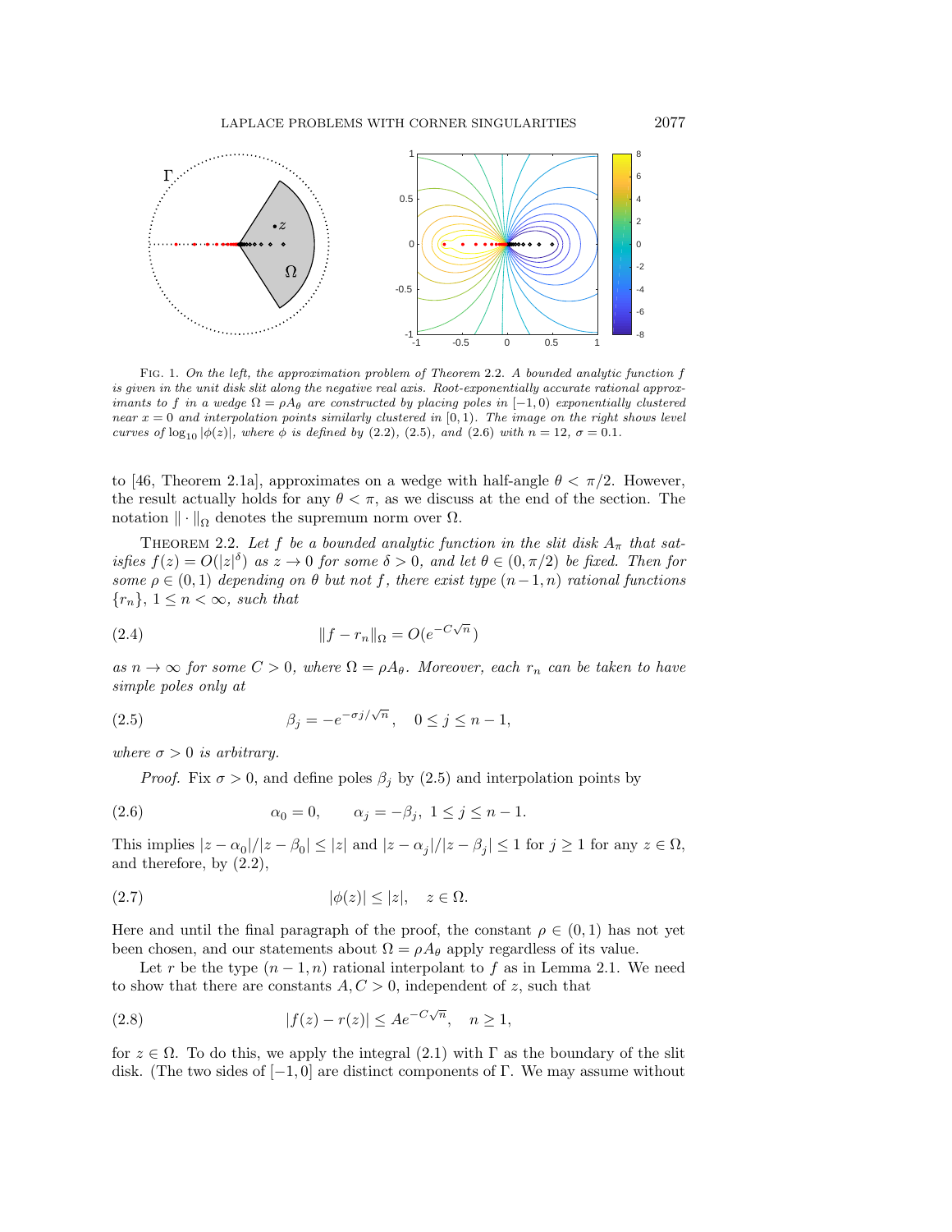FIG. 1. *On the left, the approximation problem of Theorem 2.2. A bounded analytic function $f$ is given in the unit disk slit along the negative real axis. Root-exponentially accurate rational approximants to $f$ in a wedge $\Omega = \rho A_\theta$ are constructed by placing poles in $[-1, 0)$ exponentially clustered near $x = 0$ and interpolation points similarly clustered in $[0, 1)$. The image on the right shows level curves of $\log_{10} |\phi(z)|$, where $\phi$ is defined by (2.2), (2.5), and (2.6) with $n = 12$, $\sigma = 0.1$.*

to [46, Theorem 2.1a], approximates on a wedge with half-angle $\theta < \pi/2$. However, the result actually holds for any $\theta < \pi$, as we discuss at the end of the section. The notation $\|\cdot\|_\Omega$ denotes the supremum norm over $\Omega$.

THEOREM 2.2. *Let $f$ be a bounded analytic function in the slit disk $A_\pi$ that satisfies $f(z) = O(|z|^\delta)$ as $z \to 0$ for some $\delta > 0$, and let $\theta \in (0, \pi/2)$ be fixed. Then for some $\rho \in (0, 1)$ depending on $\theta$ but not $f$, there exist type $(n-1, n)$ rational functions $\{r_n\}$, $1 \le n < \infty$, such that*

$$\|f - r_n\|_\Omega = O(e^{-C\sqrt{n}}) \tag{2.4}$$

*as $n \to \infty$ for some $C > 0$, where $\Omega = \rho A_\theta$. Moreover, each $r_n$ can be taken to have simple poles only at*

$$\beta_j = -e^{-\sigma j/\sqrt{n}}, \quad 0 \le j \le n-1, \tag{2.5}$$

*where $\sigma > 0$ is arbitrary.*

*Proof.* Fix $\sigma > 0$, and define poles $\beta_j$ by (2.5) and interpolation points by

$$\alpha_0 = 0, \qquad \alpha_j = -\beta_j, \ 1 \le j \le n-1. \tag{2.6}$$

This implies $|z - \alpha_0|/|z - \beta_0| \le |z|$ and $|z - \alpha_j|/|z - \beta_j| \le 1$ for $j \ge 1$ for any $z \in \Omega$, and therefore, by (2.2),

$$|\phi(z)| \le |z|, \quad z \in \Omega. \tag{2.7}$$

Here and until the final paragraph of the proof, the constant $\rho \in (0, 1)$ has not yet been chosen, and our statements about $\Omega = \rho A_\theta$ apply regardless of its value.

Let $r$ be the type $(n-1, n)$ rational interpolant to $f$ as in Lemma 2.1. We need to show that there are constants $A, C > 0$, independent of $z$, such that

$$|f(z) - r(z)| \le A e^{-C\sqrt{n}}, \quad n \ge 1, \tag{2.8}$$

for $z \in \Omega$. To do this, we apply the integral (2.1) with $\Gamma$ as the boundary of the slit disk. (The two sides of $[-1, 0]$ are distinct components of $\Gamma$. We may assume without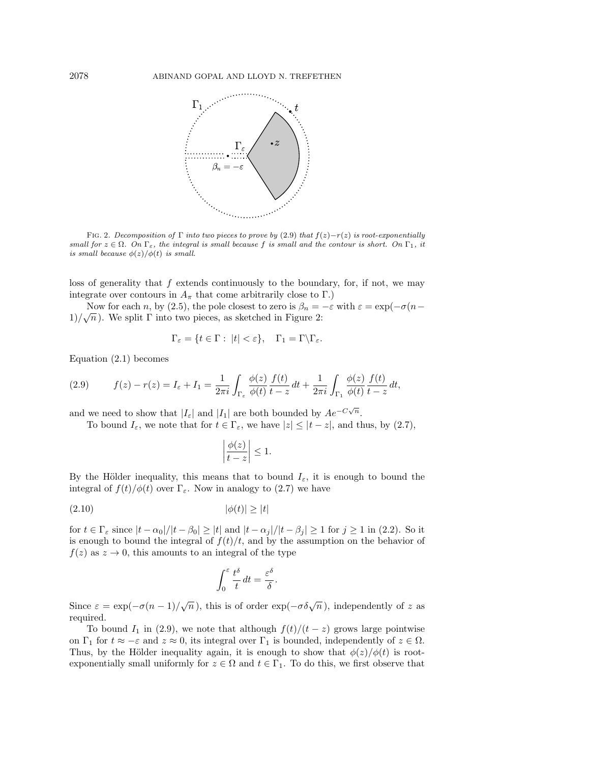FIG. 2. *Decomposition of $\Gamma$ into two pieces to prove by* (2.9) *that $f(z)-r(z)$ is root-exponentially small for $z \in \Omega$. On $\Gamma_\varepsilon$, the integral is small because $f$ is small and the contour is short. On $\Gamma_1$, it is small because $\phi(z)/\phi(t)$ is small.*

loss of generality that $f$ extends continuously to the boundary, for, if not, we may integrate over contours in $A_\pi$ that come arbitrarily close to $\Gamma$.)

Now for each $n$, by (2.5), the pole closest to zero is $\beta_n = -\varepsilon$ with $\varepsilon = \exp(-\sigma(n-1)/\sqrt{n})$. We split $\Gamma$ into two pieces, as sketched in Figure 2:

$$\Gamma_\varepsilon = \{t \in \Gamma : \ |t| < \varepsilon\}, \quad \Gamma_1 = \Gamma \backslash \Gamma_\varepsilon.$$

Equation (2.1) becomes

$$f(z) - r(z) = I_\varepsilon + I_1 = \frac{1}{2\pi i}\int_{\Gamma_\varepsilon} \frac{\phi(z)}{\phi(t)} \frac{f(t)}{t-z}\, dt + \frac{1}{2\pi i}\int_{\Gamma_1} \frac{\phi(z)}{\phi(t)} \frac{f(t)}{t-z}\, dt, \tag{2.9}$$

and we need to show that $|I_\varepsilon|$ and $|I_1|$ are both bounded by $Ae^{-C\sqrt{n}}$.

To bound $I_\varepsilon$, we note that for $t \in \Gamma_\varepsilon$, we have $|z| \le |t-z|$, and thus, by (2.7),

$$\left|\frac{\phi(z)}{t-z}\right| \le 1.$$

By the Hölder inequality, this means that to bound $I_\varepsilon$, it is enough to bound the integral of $f(t)/\phi(t)$ over $\Gamma_\varepsilon$. Now in analogy to (2.7) we have

$$|\phi(t)| \ge |t| \tag{2.10}$$

for $t \in \Gamma_\varepsilon$ since $|t-\alpha_0|/|t-\beta_0| \ge |t|$ and $|t-\alpha_j|/|t-\beta_j| \ge 1$ for $j \ge 1$ in (2.2). So it is enough to bound the integral of $f(t)/t$, and by the assumption on the behavior of $f(z)$ as $z \to 0$, this amounts to an integral of the type

$$\int_0^\varepsilon \frac{t^\delta}{t}\, dt = \frac{\varepsilon^\delta}{\delta}.$$

Since $\varepsilon = \exp(-\sigma(n-1)/\sqrt{n})$, this is of order $\exp(-\sigma\delta\sqrt{n})$, independently of $z$ as required.

To bound $I_1$ in (2.9), we note that although $f(t)/(t-z)$ grows large pointwise on $\Gamma_1$ for $t \approx -\varepsilon$ and $z \approx 0$, its integral over $\Gamma_1$ is bounded, independently of $z \in \Omega$. Thus, by the Hölder inequality again, it is enough to show that $\phi(z)/\phi(t)$ is root-exponentially small uniformly for $z \in \Omega$ and $t \in \Gamma_1$. To do this, we first observe that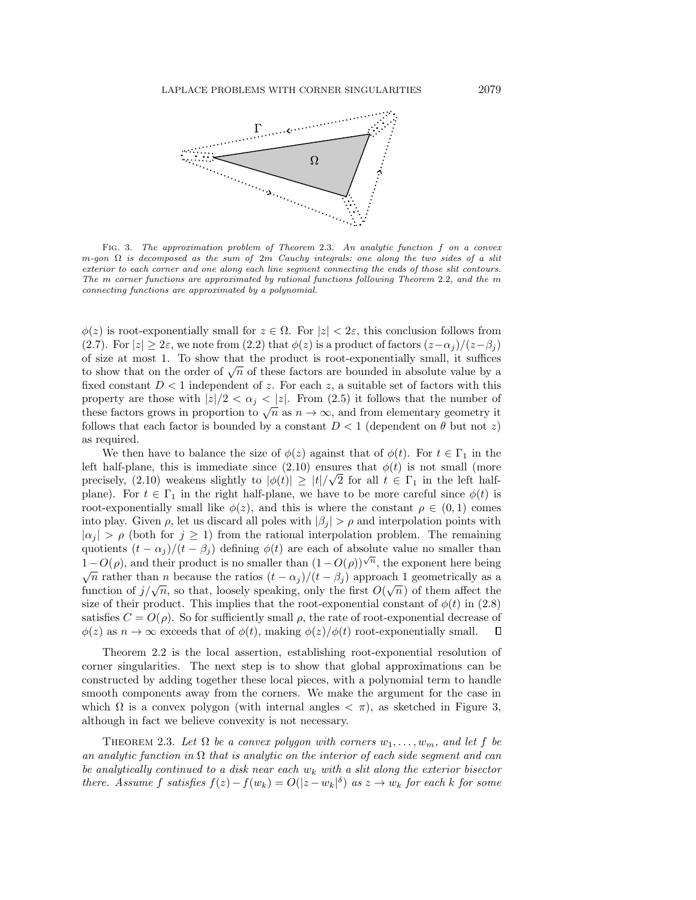Fig. 3. *The approximation problem of Theorem* 2.3. *An analytic function $f$ on a convex $m$-gon $\Omega$ is decomposed as the sum of $2m$ Cauchy integrals: one along the two sides of a slit exterior to each corner and one along each line segment connecting the ends of those slit contours. The $m$ corner functions are approximated by rational functions following Theorem* 2.2*, and the $m$ connecting functions are approximated by a polynomial.*

$\phi(z)$ is root-exponentially small for $z \in \Omega$. For $|z| < 2\varepsilon$, this conclusion follows from (2.7). For $|z| \geq 2\varepsilon$, we note from (2.2) that $\phi(z)$ is a product of factors $(z-\alpha_j)/(z-\beta_j)$ of size at most 1. To show that the product is root-exponentially small, it suffices to show that on the order of $\sqrt{n}$ of these factors are bounded in absolute value by a fixed constant $D < 1$ independent of $z$. For each $z$, a suitable set of factors with this property are those with $|z|/2 < \alpha_j < |z|$. From (2.5) it follows that the number of these factors grows in proportion to $\sqrt{n}$ as $n \to \infty$, and from elementary geometry it follows that each factor is bounded by a constant $D < 1$ (dependent on $\theta$ but not $z$) as required.

We then have to balance the size of $\phi(z)$ against that of $\phi(t)$. For $t \in \Gamma_1$ in the left half-plane, this is immediate since (2.10) ensures that $\phi(t)$ is not small (more precisely, (2.10) weakens slightly to $|\phi(t)| \geq |t|/\sqrt{2}$ for all $t \in \Gamma_1$ in the left half-plane). For $t \in \Gamma_1$ in the right half-plane, we have to be more careful since $\phi(t)$ is root-exponentially small like $\phi(z)$, and this is where the constant $\rho \in (0, 1)$ comes into play. Given $\rho$, let us discard all poles with $|\beta_j| > \rho$ and interpolation points with $|\alpha_j| > \rho$ (both for $j \geq 1$) from the rational interpolation problem. The remaining quotients $(t - \alpha_j)/(t - \beta_j)$ defining $\phi(t)$ are each of absolute value no smaller than $1 - O(\rho)$, and their product is no smaller than $(1 - O(\rho))^{\sqrt{n}}$, the exponent here being $\sqrt{n}$ rather than $n$ because the ratios $(t - \alpha_j)/(t - \beta_j)$ approach 1 geometrically as a function of $j/\sqrt{n}$, so that, loosely speaking, only the first $O(\sqrt{n})$ of them affect the size of their product. This implies that the root-exponential constant of $\phi(t)$ in (2.8) satisfies $C = O(\rho)$. So for sufficiently small $\rho$, the rate of root-exponential decrease of $\phi(z)$ as $n \to \infty$ exceeds that of $\phi(t)$, making $\phi(z)/\phi(t)$ root-exponentially small. $\square$

Theorem 2.2 is the local assertion, establishing root-exponential resolution of corner singularities. The next step is to show that global approximations can be constructed by adding together these local pieces, with a polynomial term to handle smooth components away from the corners. We make the argument for the case in which $\Omega$ is a convex polygon (with internal angles $< \pi$), as sketched in Figure 3, although in fact we believe convexity is not necessary.

Theorem 2.3. *Let $\Omega$ be a convex polygon with corners $w_1, \ldots, w_m$, and let $f$ be an analytic function in $\Omega$ that is analytic on the interior of each side segment and can be analytically continued to a disk near each $w_k$ with a slit along the exterior bisector there. Assume $f$ satisfies $f(z) - f(w_k) = O(|z - w_k|^\delta)$ as $z \to w_k$ for each $k$ for some*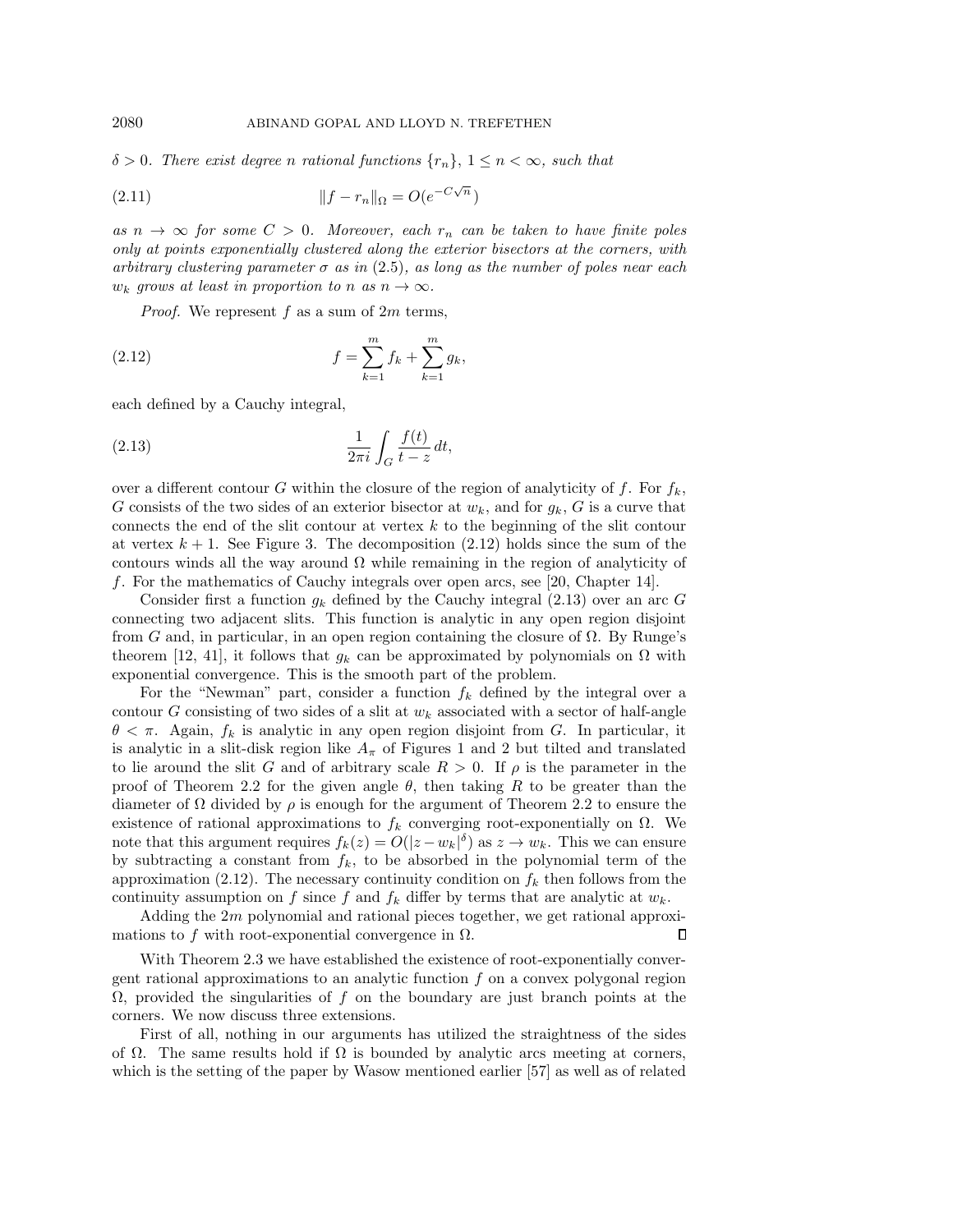*$\delta > 0$. There exist degree $n$ rational functions $\{r_n\}$, $1 \le n < \infty$, such that*

$$\|f - r_n\|_\Omega = O(e^{-C\sqrt{n}}) \tag{2.11}$$

*as $n \to \infty$ for some $C > 0$. Moreover, each $r_n$ can be taken to have finite poles only at points exponentially clustered along the exterior bisectors at the corners, with arbitrary clustering parameter $\sigma$ as in (2.5), as long as the number of poles near each $w_k$ grows at least in proportion to $n$ as $n \to \infty$.*

*Proof.* We represent $f$ as a sum of $2m$ terms,

$$f = \sum_{k=1}^{m} f_k + \sum_{k=1}^{m} g_k, \tag{2.12}$$

each defined by a Cauchy integral,

$$\frac{1}{2\pi i} \int_G \frac{f(t)}{t - z}\, dt, \tag{2.13}$$

over a different contour $G$ within the closure of the region of analyticity of $f$. For $f_k$, $G$ consists of the two sides of an exterior bisector at $w_k$, and for $g_k$, $G$ is a curve that connects the end of the slit contour at vertex $k$ to the beginning of the slit contour at vertex $k+1$. See Figure 3. The decomposition (2.12) holds since the sum of the contours winds all the way around $\Omega$ while remaining in the region of analyticity of $f$. For the mathematics of Cauchy integrals over open arcs, see [20, Chapter 14].

Consider first a function $g_k$ defined by the Cauchy integral (2.13) over an arc $G$ connecting two adjacent slits. This function is analytic in any open region disjoint from $G$ and, in particular, in an open region containing the closure of $\Omega$. By Runge's theorem [12, 41], it follows that $g_k$ can be approximated by polynomials on $\Omega$ with exponential convergence. This is the smooth part of the problem.

For the "Newman" part, consider a function $f_k$ defined by the integral over a contour $G$ consisting of two sides of a slit at $w_k$ associated with a sector of half-angle $\theta < \pi$. Again, $f_k$ is analytic in any open region disjoint from $G$. In particular, it is analytic in a slit-disk region like $A_\pi$ of Figures 1 and 2 but tilted and translated to lie around the slit $G$ and of arbitrary scale $R > 0$. If $\rho$ is the parameter in the proof of Theorem 2.2 for the given angle $\theta$, then taking $R$ to be greater than the diameter of $\Omega$ divided by $\rho$ is enough for the argument of Theorem 2.2 to ensure the existence of rational approximations to $f_k$ converging root-exponentially on $\Omega$. We note that this argument requires $f_k(z) = O(|z - w_k|^\delta)$ as $z \to w_k$. This we can ensure by subtracting a constant from $f_k$, to be absorbed in the polynomial term of the approximation (2.12). The necessary continuity condition on $f_k$ then follows from the continuity assumption on $f$ since $f$ and $f_k$ differ by terms that are analytic at $w_k$.

Adding the $2m$ polynomial and rational pieces together, we get rational approximations to $f$ with root-exponential convergence in $\Omega$. $\square$

With Theorem 2.3 we have established the existence of root-exponentially convergent rational approximations to an analytic function $f$ on a convex polygonal region $\Omega$, provided the singularities of $f$ on the boundary are just branch points at the corners. We now discuss three extensions.

First of all, nothing in our arguments has utilized the straightness of the sides of $\Omega$. The same results hold if $\Omega$ is bounded by analytic arcs meeting at corners, which is the setting of the paper by Wasow mentioned earlier [57] as well as of related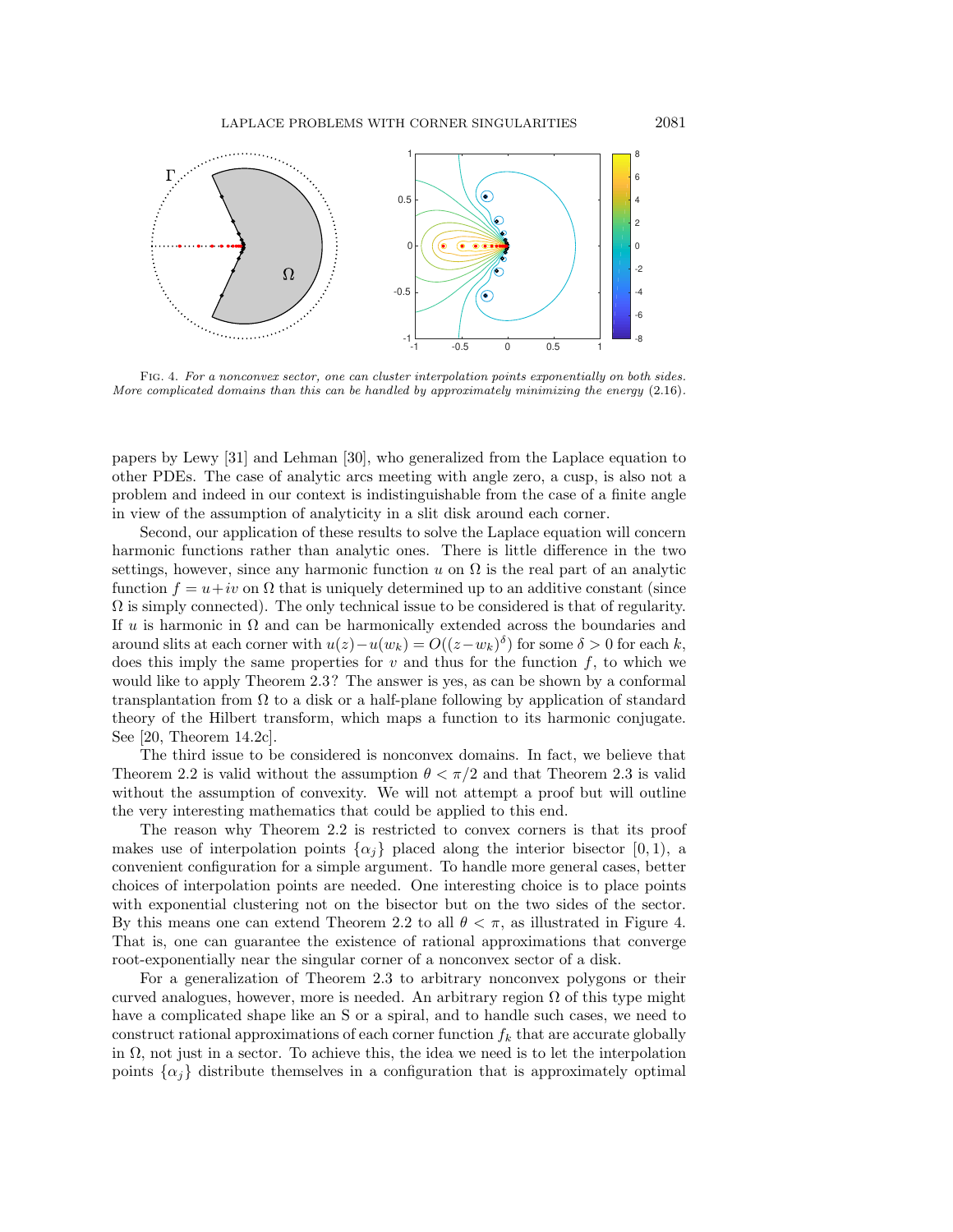Fig. 4. *For a nonconvex sector, one can cluster interpolation points exponentially on both sides. More complicated domains than this can be handled by approximately minimizing the energy* (2.16).

papers by Lewy [31] and Lehman [30], who generalized from the Laplace equation to other PDEs. The case of analytic arcs meeting with angle zero, a cusp, is also not a problem and indeed in our context is indistinguishable from the case of a finite angle in view of the assumption of analyticity in a slit disk around each corner.

Second, our application of these results to solve the Laplace equation will concern harmonic functions rather than analytic ones. There is little difference in the two settings, however, since any harmonic function $u$ on $\Omega$ is the real part of an analytic function $f = u + iv$ on $\Omega$ that is uniquely determined up to an additive constant (since $\Omega$ is simply connected). The only technical issue to be considered is that of regularity. If $u$ is harmonic in $\Omega$ and can be harmonically extended across the boundaries and around slits at each corner with $u(z) - u(w_k) = O((z - w_k)^\delta)$ for some $\delta > 0$ for each $k$, does this imply the same properties for $v$ and thus for the function $f$, to which we would like to apply Theorem 2.3? The answer is yes, as can be shown by a conformal transplantation from $\Omega$ to a disk or a half-plane following by application of standard theory of the Hilbert transform, which maps a function to its harmonic conjugate. See [20, Theorem 14.2c].

The third issue to be considered is nonconvex domains. In fact, we believe that Theorem 2.2 is valid without the assumption $\theta < \pi/2$ and that Theorem 2.3 is valid without the assumption of convexity. We will not attempt a proof but will outline the very interesting mathematics that could be applied to this end.

The reason why Theorem 2.2 is restricted to convex corners is that its proof makes use of interpolation points $\{\alpha_j\}$ placed along the interior bisector $[0, 1)$, a convenient configuration for a simple argument. To handle more general cases, better choices of interpolation points are needed. One interesting choice is to place points with exponential clustering not on the bisector but on the two sides of the sector. By this means one can extend Theorem 2.2 to all $\theta < \pi$, as illustrated in Figure 4. That is, one can guarantee the existence of rational approximations that converge root-exponentially near the singular corner of a nonconvex sector of a disk.

For a generalization of Theorem 2.3 to arbitrary nonconvex polygons or their curved analogues, however, more is needed. An arbitrary region $\Omega$ of this type might have a complicated shape like an S or a spiral, and to handle such cases, we need to construct rational approximations of each corner function $f_k$ that are accurate globally in $\Omega$, not just in a sector. To achieve this, the idea we need is to let the interpolation points $\{\alpha_j\}$ distribute themselves in a configuration that is approximately optimal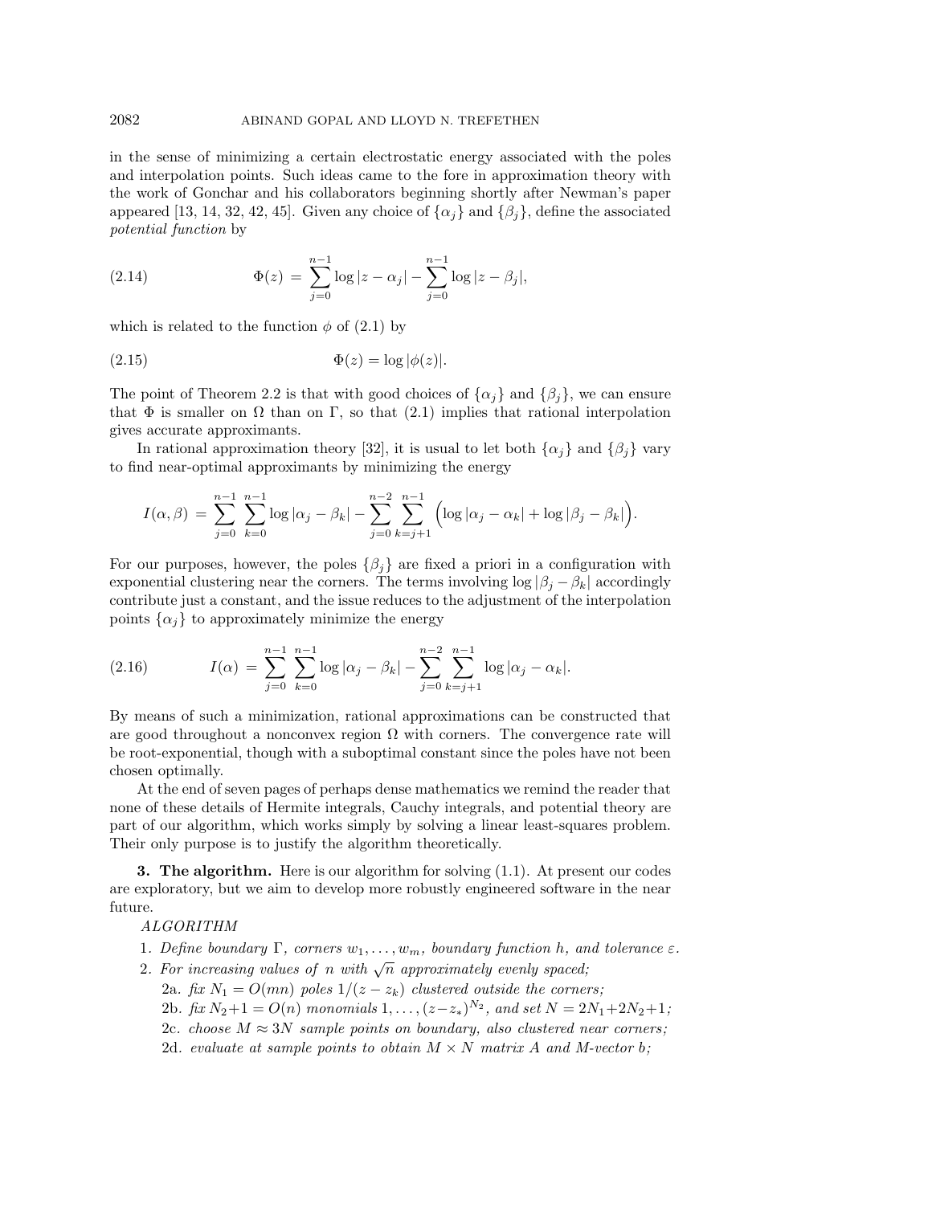in the sense of minimizing a certain electrostatic energy associated with the poles and interpolation points. Such ideas came to the fore in approximation theory with the work of Gonchar and his collaborators beginning shortly after Newman's paper appeared [13, 14, 32, 42, 45]. Given any choice of $\{\alpha_j\}$ and $\{\beta_j\}$, define the associated *potential function* by

$$\Phi(z) \,=\, \sum_{j=0}^{n-1} \log|z-\alpha_j| - \sum_{j=0}^{n-1} \log|z-\beta_j|, \tag{2.14}$$

which is related to the function $\phi$ of (2.1) by

$$\Phi(z) = \log|\phi(z)|. \tag{2.15}$$

The point of Theorem 2.2 is that with good choices of $\{\alpha_j\}$ and $\{\beta_j\}$, we can ensure that $\Phi$ is smaller on $\Omega$ than on $\Gamma$, so that (2.1) implies that rational interpolation gives accurate approximants.

In rational approximation theory [32], it is usual to let both $\{\alpha_j\}$ and $\{\beta_j\}$ vary to find near-optimal approximants by minimizing the energy

$$I(\alpha,\beta) \,=\, \sum_{j=0}^{n-1}\sum_{k=0}^{n-1} \log|\alpha_j-\beta_k| - \sum_{j=0}^{n-2}\sum_{k=j+1}^{n-1} \Big(\log|\alpha_j-\alpha_k| + \log|\beta_j-\beta_k|\Big).$$

For our purposes, however, the poles $\{\beta_j\}$ are fixed a priori in a configuration with exponential clustering near the corners. The terms involving $\log|\beta_j-\beta_k|$ accordingly contribute just a constant, and the issue reduces to the adjustment of the interpolation points $\{\alpha_j\}$ to approximately minimize the energy

$$I(\alpha) \,=\, \sum_{j=0}^{n-1}\sum_{k=0}^{n-1} \log|\alpha_j-\beta_k| - \sum_{j=0}^{n-2}\sum_{k=j+1}^{n-1} \log|\alpha_j-\alpha_k|. \tag{2.16}$$

By means of such a minimization, rational approximations can be constructed that are good throughout a nonconvex region $\Omega$ with corners. The convergence rate will be root-exponential, though with a suboptimal constant since the poles have not been chosen optimally.

At the end of seven pages of perhaps dense mathematics we remind the reader that none of these details of Hermite integrals, Cauchy integrals, and potential theory are part of our algorithm, which works simply by solving a linear least-squares problem. Their only purpose is to justify the algorithm theoretically.

## 3. The algorithm.

Here is our algorithm for solving (1.1). At present our codes are exploratory, but we aim to develop more robustly engineered software in the near future.

*ALGORITHM*

1. *Define boundary $\Gamma$, corners $w_1,\dots,w_m$, boundary function $h$, and tolerance $\varepsilon$.*
2. *For increasing values of $n$ with $\sqrt{n}$ approximately evenly spaced;*
   - 2a. *fix $N_1 = O(mn)$ poles $1/(z-z_k)$ clustered outside the corners;*
   - 2b. *fix $N_2+1 = O(n)$ monomials $1,\dots,(z-z_*)^{N_2}$, and set $N = 2N_1+2N_2+1$;*
   - 2c. *choose $M \approx 3N$ sample points on boundary, also clustered near corners;*
   - 2d. *evaluate at sample points to obtain $M \times N$ matrix $A$ and $M$-vector $b$;*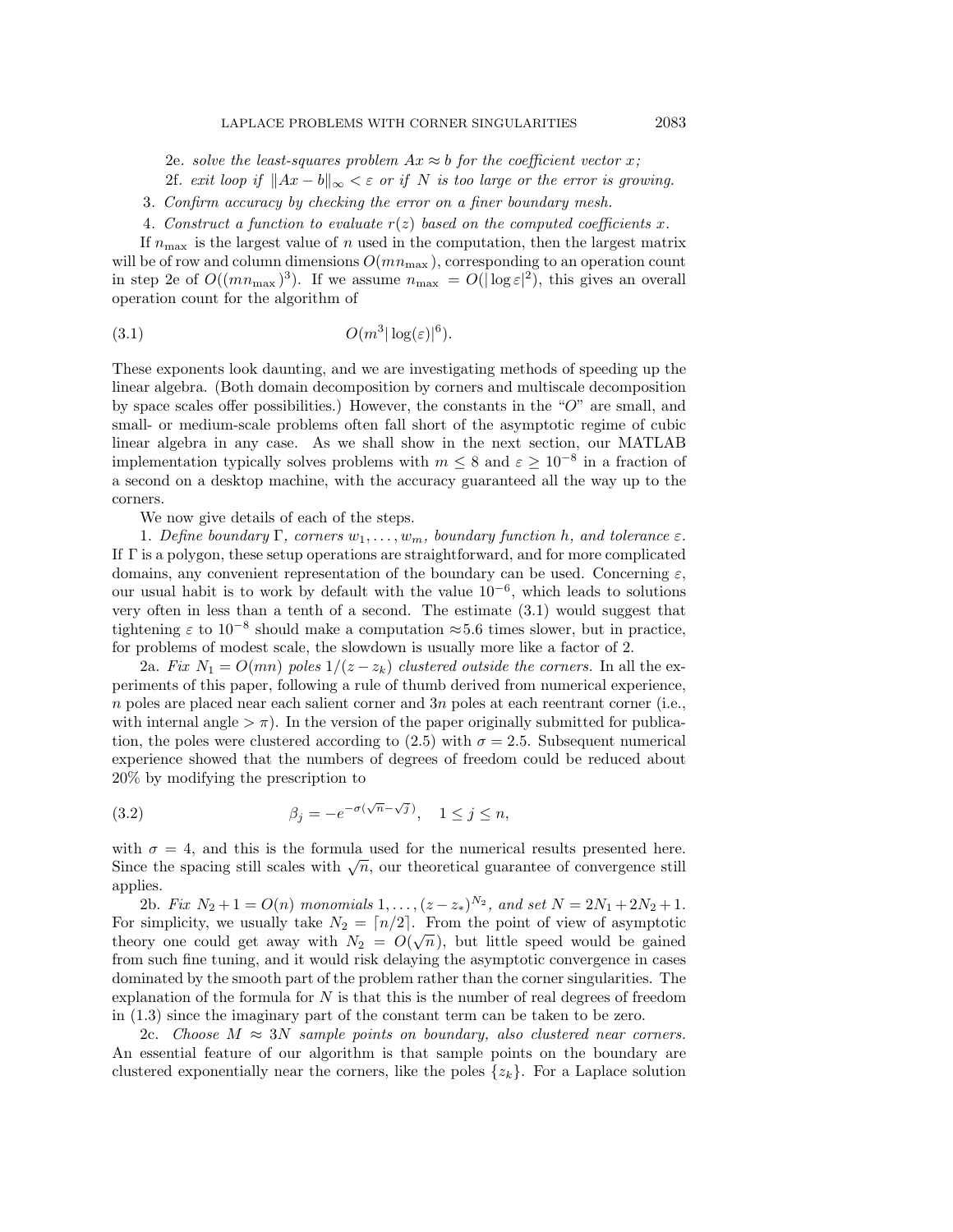2e. *solve the least-squares problem $Ax \approx b$ for the coefficient vector $x$;*

2f. *exit loop if $\|Ax - b\|_\infty < \varepsilon$ or if $N$ is too large or the error is growing.*

3. *Confirm accuracy by checking the error on a finer boundary mesh.*

4. *Construct a function to evaluate $r(z)$ based on the computed coefficients $x$.*

If $n_{\max}$ is the largest value of $n$ used in the computation, then the largest matrix will be of row and column dimensions $O(mn_{\max})$, corresponding to an operation count in step 2e of $O((mn_{\max})^3)$. If we assume $n_{\max} = O(|\log \varepsilon|^2)$, this gives an overall operation count for the algorithm of

$$O(m^3 |\log(\varepsilon)|^6). \tag{3.1}$$

These exponents look daunting, and we are investigating methods of speeding up the linear algebra. (Both domain decomposition by corners and multiscale decomposition by space scales offer possibilities.) However, the constants in the "$O$" are small, and small- or medium-scale problems often fall short of the asymptotic regime of cubic linear algebra in any case. As we shall show in the next section, our MATLAB implementation typically solves problems with $m \le 8$ and $\varepsilon \ge 10^{-8}$ in a fraction of a second on a desktop machine, with the accuracy guaranteed all the way up to the corners.

We now give details of each of the steps.

1. *Define boundary $\Gamma$, corners $w_1, \ldots, w_m$, boundary function $h$, and tolerance $\varepsilon$.* If $\Gamma$ is a polygon, these setup operations are straightforward, and for more complicated domains, any convenient representation of the boundary can be used. Concerning $\varepsilon$, our usual habit is to work by default with the value $10^{-6}$, which leads to solutions very often in less than a tenth of a second. The estimate (3.1) would suggest that tightening $\varepsilon$ to $10^{-8}$ should make a computation $\approx$5.6 times slower, but in practice, for problems of modest scale, the slowdown is usually more like a factor of 2.

2a. *Fix $N_1 = O(mn)$ poles $1/(z - z_k)$ clustered outside the corners.* In all the experiments of this paper, following a rule of thumb derived from numerical experience, $n$ poles are placed near each salient corner and $3n$ poles at each reentrant corner (i.e., with internal angle $> \pi$). In the version of the paper originally submitted for publication, the poles were clustered according to (2.5) with $\sigma = 2.5$. Subsequent numerical experience showed that the numbers of degrees of freedom could be reduced about 20% by modifying the prescription to

$$\beta_j = -e^{-\sigma(\sqrt{n} - \sqrt{j})}, \quad 1 \le j \le n, \tag{3.2}$$

with $\sigma = 4$, and this is the formula used for the numerical results presented here. Since the spacing still scales with $\sqrt{n}$, our theoretical guarantee of convergence still applies.

2b. *Fix $N_2 + 1 = O(n)$ monomials $1, \ldots, (z - z_*)^{N_2}$, and set $N = 2N_1 + 2N_2 + 1$.* For simplicity, we usually take $N_2 = \lceil n/2 \rceil$. From the point of view of asymptotic theory one could get away with $N_2 = O(\sqrt{n})$, but little speed would be gained from such fine tuning, and it would risk delaying the asymptotic convergence in cases dominated by the smooth part of the problem rather than the corner singularities. The explanation of the formula for $N$ is that this is the number of real degrees of freedom in (1.3) since the imaginary part of the constant term can be taken to be zero.

2c. *Choose $M \approx 3N$ sample points on boundary, also clustered near corners.* An essential feature of our algorithm is that sample points on the boundary are clustered exponentially near the corners, like the poles $\{z_k\}$. For a Laplace solution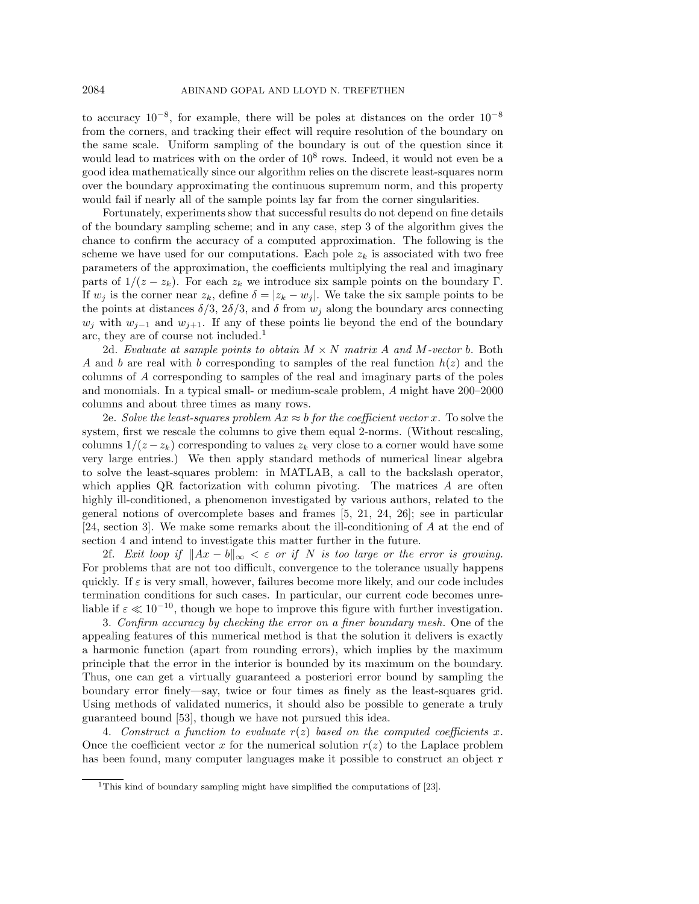to accuracy $10^{-8}$, for example, there will be poles at distances on the order $10^{-8}$ from the corners, and tracking their effect will require resolution of the boundary on the same scale. Uniform sampling of the boundary is out of the question since it would lead to matrices with on the order of $10^8$ rows. Indeed, it would not even be a good idea mathematically since our algorithm relies on the discrete least-squares norm over the boundary approximating the continuous supremum norm, and this property would fail if nearly all of the sample points lay far from the corner singularities.

Fortunately, experiments show that successful results do not depend on fine details of the boundary sampling scheme; and in any case, step 3 of the algorithm gives the chance to confirm the accuracy of a computed approximation. The following is the scheme we have used for our computations. Each pole $z_k$ is associated with two free parameters of the approximation, the coefficients multiplying the real and imaginary parts of $1/(z - z_k)$. For each $z_k$ we introduce six sample points on the boundary $\Gamma$. If $w_j$ is the corner near $z_k$, define $\delta = |z_k - w_j|$. We take the six sample points to be the points at distances $\delta/3$, $2\delta/3$, and $\delta$ from $w_j$ along the boundary arcs connecting $w_j$ with $w_{j-1}$ and $w_{j+1}$. If any of these points lie beyond the end of the boundary arc, they are of course not included.[1]

2d. *Evaluate at sample points to obtain $M \times N$ matrix $A$ and $M$-vector $b$.* Both $A$ and $b$ are real with $b$ corresponding to samples of the real function $h(z)$ and the columns of $A$ corresponding to samples of the real and imaginary parts of the poles and monomials. In a typical small- or medium-scale problem, $A$ might have 200–2000 columns and about three times as many rows.

2e. *Solve the least-squares problem $Ax \approx b$ for the coefficient vector $x$.* To solve the system, first we rescale the columns to give them equal 2-norms. (Without rescaling, columns $1/(z - z_k)$ corresponding to values $z_k$ very close to a corner would have some very large entries.) We then apply standard methods of numerical linear algebra to solve the least-squares problem: in MATLAB, a call to the backslash operator, which applies QR factorization with column pivoting. The matrices $A$ are often highly ill-conditioned, a phenomenon investigated by various authors, related to the general notions of overcomplete bases and frames [5, 21, 24, 26]; see in particular [24, section 3]. We make some remarks about the ill-conditioning of $A$ at the end of section 4 and intend to investigate this matter further in the future.

2f. *Exit loop if $\|Ax - b\|_\infty < \varepsilon$ or if $N$ is too large or the error is growing.* For problems that are not too difficult, convergence to the tolerance usually happens quickly. If $\varepsilon$ is very small, however, failures become more likely, and our code includes termination conditions for such cases. In particular, our current code becomes unreliable if $\varepsilon \ll 10^{-10}$, though we hope to improve this figure with further investigation.

3. *Confirm accuracy by checking the error on a finer boundary mesh.* One of the appealing features of this numerical method is that the solution it delivers is exactly a harmonic function (apart from rounding errors), which implies by the maximum principle that the error in the interior is bounded by its maximum on the boundary. Thus, one can get a virtually guaranteed a posteriori error bound by sampling the boundary error finely—say, twice or four times as finely as the least-squares grid. Using methods of validated numerics, it should also be possible to generate a truly guaranteed bound [53], though we have not pursued this idea.

4. *Construct a function to evaluate $r(z)$ based on the computed coefficients $x$.* Once the coefficient vector $x$ for the numerical solution $r(z)$ to the Laplace problem has been found, many computer languages make it possible to construct an object `r`

[1] This kind of boundary sampling might have simplified the computations of [23].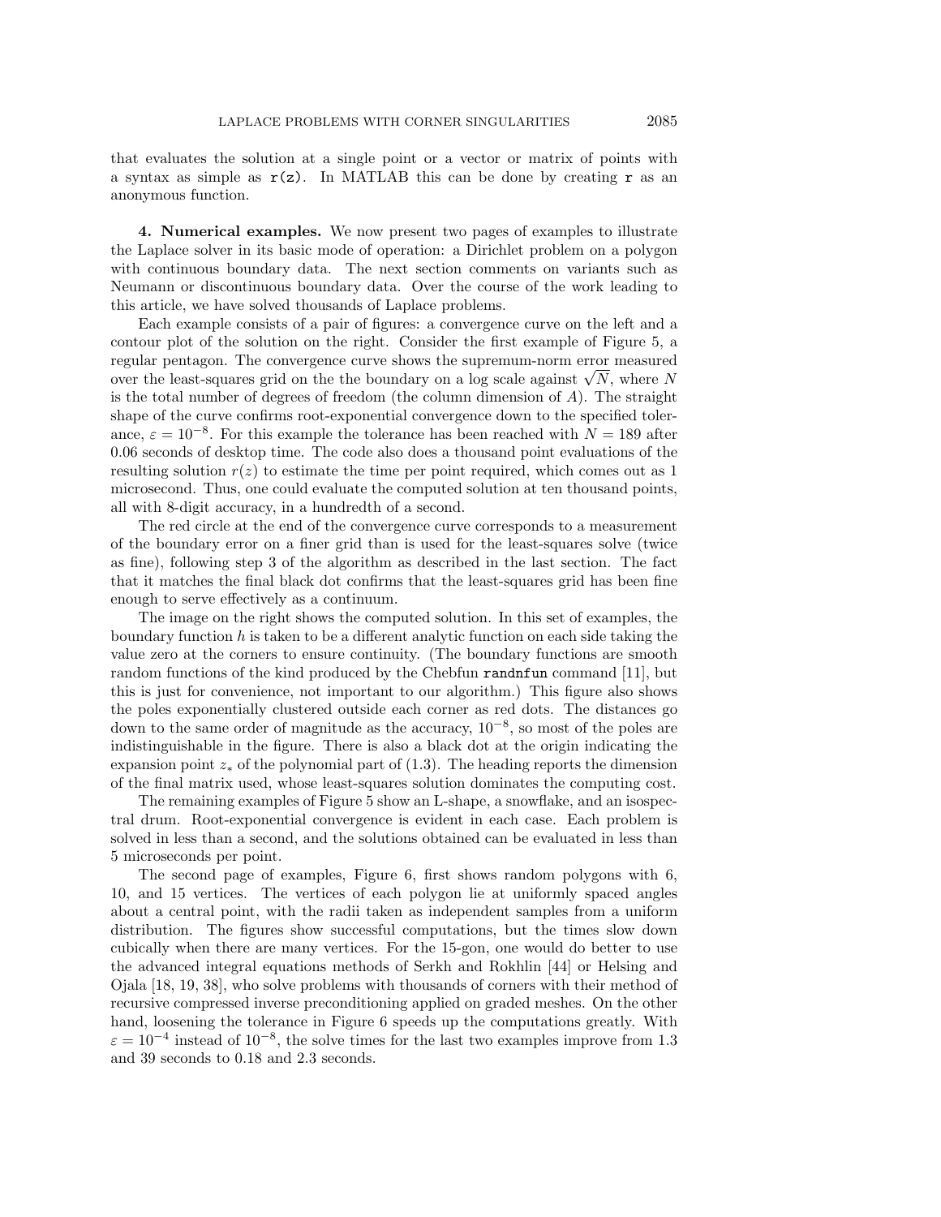that evaluates the solution at a single point or a vector or matrix of points with a syntax as simple as `r(z)`. In MATLAB this can be done by creating `r` as an anonymous function.

**4. Numerical examples.** We now present two pages of examples to illustrate the Laplace solver in its basic mode of operation: a Dirichlet problem on a polygon with continuous boundary data. The next section comments on variants such as Neumann or discontinuous boundary data. Over the course of the work leading to this article, we have solved thousands of Laplace problems.

Each example consists of a pair of figures: a convergence curve on the left and a contour plot of the solution on the right. Consider the first example of Figure 5, a regular pentagon. The convergence curve shows the supremum-norm error measured over the least-squares grid on the the boundary on a log scale against $\sqrt{N}$, where $N$ is the total number of degrees of freedom (the column dimension of $A$). The straight shape of the curve confirms root-exponential convergence down to the specified tolerance, $\varepsilon = 10^{-8}$. For this example the tolerance has been reached with $N = 189$ after 0.06 seconds of desktop time. The code also does a thousand point evaluations of the resulting solution $r(z)$ to estimate the time per point required, which comes out as 1 microsecond. Thus, one could evaluate the computed solution at ten thousand points, all with 8-digit accuracy, in a hundredth of a second.

The red circle at the end of the convergence curve corresponds to a measurement of the boundary error on a finer grid than is used for the least-squares solve (twice as fine), following step 3 of the algorithm as described in the last section. The fact that it matches the final black dot confirms that the least-squares grid has been fine enough to serve effectively as a continuum.

The image on the right shows the computed solution. In this set of examples, the boundary function $h$ is taken to be a different analytic function on each side taking the value zero at the corners to ensure continuity. (The boundary functions are smooth random functions of the kind produced by the Chebfun `randnfun` command [11], but this is just for convenience, not important to our algorithm.) This figure also shows the poles exponentially clustered outside each corner as red dots. The distances go down to the same order of magnitude as the accuracy, $10^{-8}$, so most of the poles are indistinguishable in the figure. There is also a black dot at the origin indicating the expansion point $z_*$ of the polynomial part of (1.3). The heading reports the dimension of the final matrix used, whose least-squares solution dominates the computing cost.

The remaining examples of Figure 5 show an L-shape, a snowflake, and an isospectral drum. Root-exponential convergence is evident in each case. Each problem is solved in less than a second, and the solutions obtained can be evaluated in less than 5 microseconds per point.

The second page of examples, Figure 6, first shows random polygons with 6, 10, and 15 vertices. The vertices of each polygon lie at uniformly spaced angles about a central point, with the radii taken as independent samples from a uniform distribution. The figures show successful computations, but the times slow down cubically when there are many vertices. For the 15-gon, one would do better to use the advanced integral equations methods of Serkh and Rokhlin [44] or Helsing and Ojala [18, 19, 38], who solve problems with thousands of corners with their method of recursive compressed inverse preconditioning applied on graded meshes. On the other hand, loosening the tolerance in Figure 6 speeds up the computations greatly. With $\varepsilon = 10^{-4}$ instead of $10^{-8}$, the solve times for the last two examples improve from 1.3 and 39 seconds to 0.18 and 2.3 seconds.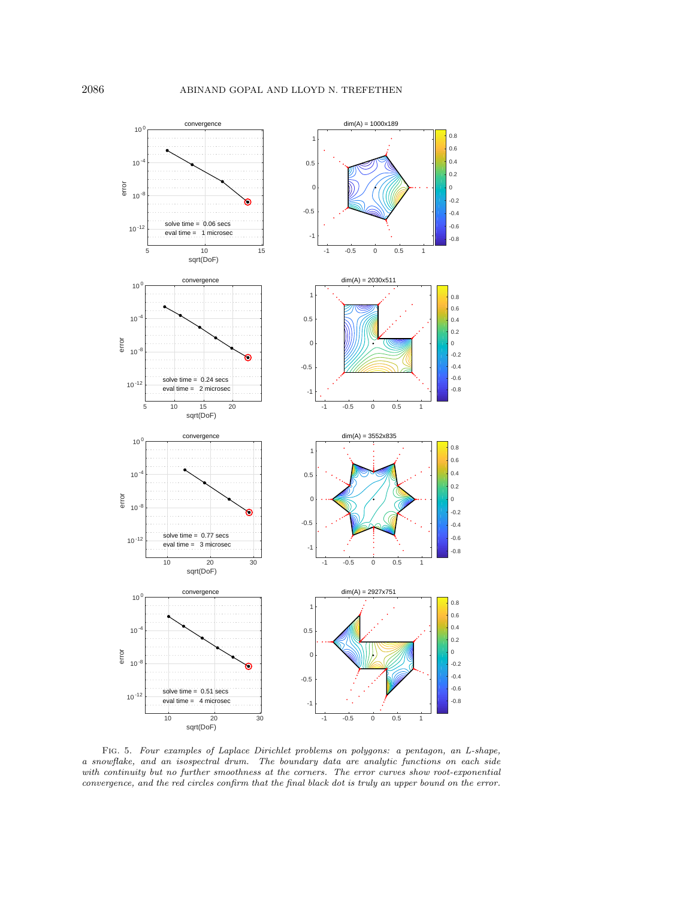Fig. 5. *Four examples of Laplace Dirichlet problems on polygons: a pentagon, an L-shape, a snowflake, and an isospectral drum. The boundary data are analytic functions on each side with continuity but no further smoothness at the corners. The error curves show root-exponential convergence, and the red circles confirm that the final black dot is truly an upper bound on the error.*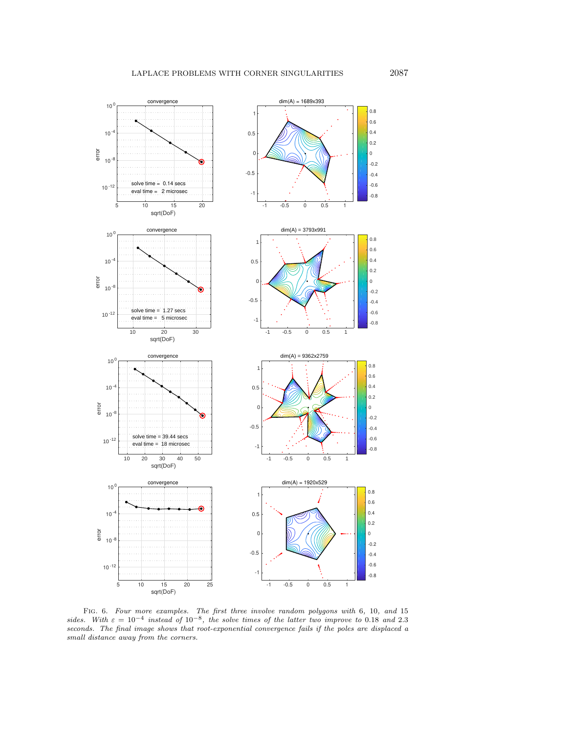Fig. 6. *Four more examples. The first three involve random polygons with 6, 10, and 15 sides. With $\varepsilon = 10^{-4}$ instead of $10^{-8}$, the solve times of the latter two improve to 0.18 and 2.3 seconds. The final image shows that root-exponential convergence fails if the poles are displaced a small distance away from the corners.*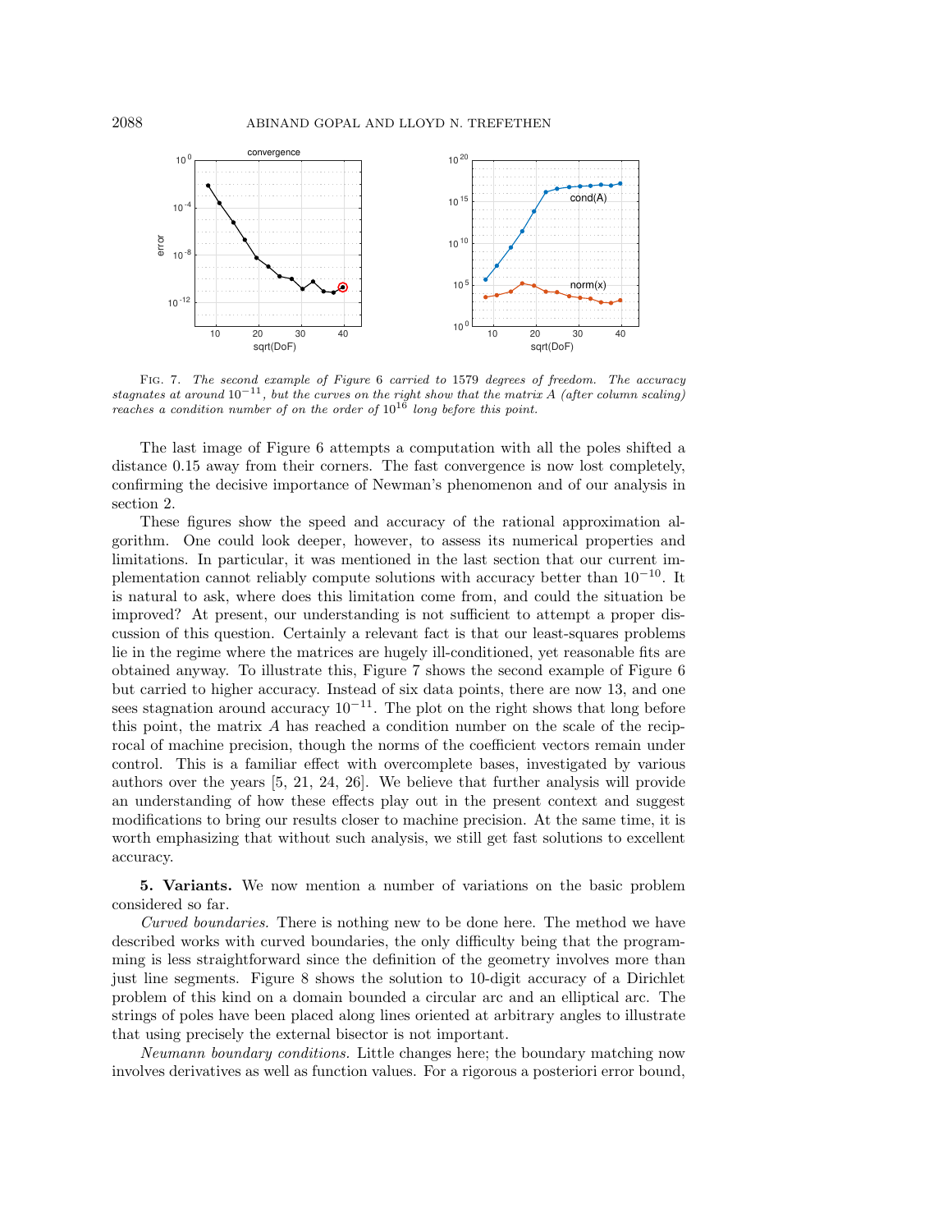Fig. 7. *The second example of Figure 6 carried to 1579 degrees of freedom. The accuracy stagnates at around $10^{-11}$, but the curves on the right show that the matrix $A$ (after column scaling) reaches a condition number of on the order of $10^{16}$ long before this point.*

The last image of Figure 6 attempts a computation with all the poles shifted a distance 0.15 away from their corners. The fast convergence is now lost completely, confirming the decisive importance of Newman's phenomenon and of our analysis in section 2.

These figures show the speed and accuracy of the rational approximation algorithm. One could look deeper, however, to assess its numerical properties and limitations. In particular, it was mentioned in the last section that our current implementation cannot reliably compute solutions with accuracy better than $10^{-10}$. It is natural to ask, where does this limitation come from, and could the situation be improved? At present, our understanding is not sufficient to attempt a proper discussion of this question. Certainly a relevant fact is that our least-squares problems lie in the regime where the matrices are hugely ill-conditioned, yet reasonable fits are obtained anyway. To illustrate this, Figure 7 shows the second example of Figure 6 but carried to higher accuracy. Instead of six data points, there are now 13, and one sees stagnation around accuracy $10^{-11}$. The plot on the right shows that long before this point, the matrix $A$ has reached a condition number on the scale of the reciprocal of machine precision, though the norms of the coefficient vectors remain under control. This is a familiar effect with overcomplete bases, investigated by various authors over the years [5, 21, 24, 26]. We believe that further analysis will provide an understanding of how these effects play out in the present context and suggest modifications to bring our results closer to machine precision. At the same time, it is worth emphasizing that without such analysis, we still get fast solutions to excellent accuracy.

## 5. Variants.

We now mention a number of variations on the basic problem considered so far.

*Curved boundaries.* There is nothing new to be done here. The method we have described works with curved boundaries, the only difficulty being that the programming is less straightforward since the definition of the geometry involves more than just line segments. Figure 8 shows the solution to 10-digit accuracy of a Dirichlet problem of this kind on a domain bounded a circular arc and an elliptical arc. The strings of poles have been placed along lines oriented at arbitrary angles to illustrate that using precisely the external bisector is not important.

*Neumann boundary conditions.* Little changes here; the boundary matching now involves derivatives as well as function values. For a rigorous a posteriori error bound,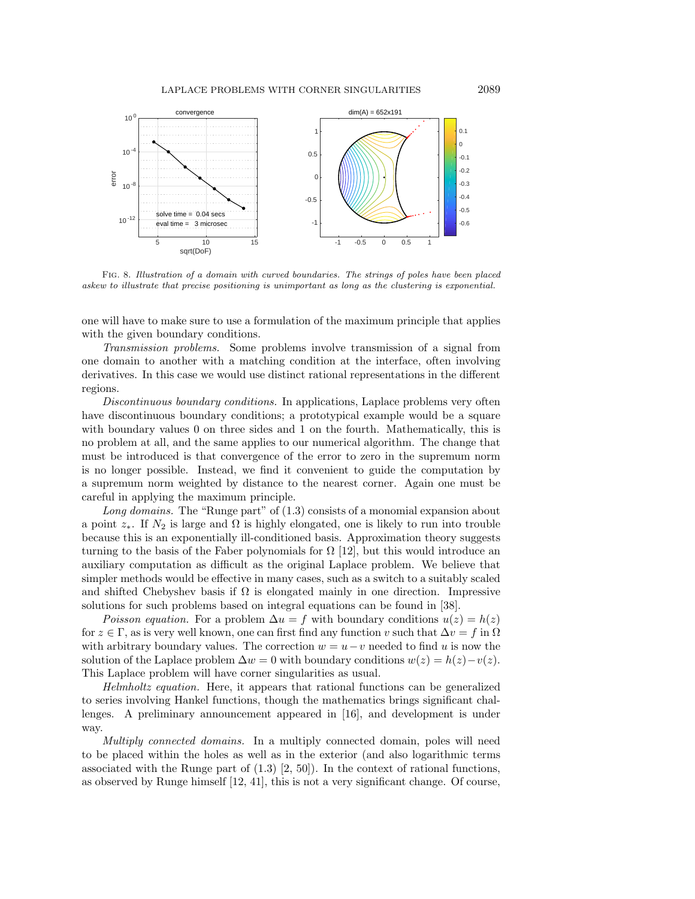FIG. 8. *Illustration of a domain with curved boundaries. The strings of poles have been placed askew to illustrate that precise positioning is unimportant as long as the clustering is exponential.*

one will have to make sure to use a formulation of the maximum principle that applies with the given boundary conditions.

*Transmission problems.* Some problems involve transmission of a signal from one domain to another with a matching condition at the interface, often involving derivatives. In this case we would use distinct rational representations in the different regions.

*Discontinuous boundary conditions.* In applications, Laplace problems very often have discontinuous boundary conditions; a prototypical example would be a square with boundary values 0 on three sides and 1 on the fourth. Mathematically, this is no problem at all, and the same applies to our numerical algorithm. The change that must be introduced is that convergence of the error to zero in the supremum norm is no longer possible. Instead, we find it convenient to guide the computation by a supremum norm weighted by distance to the nearest corner. Again one must be careful in applying the maximum principle.

*Long domains.* The "Runge part" of (1.3) consists of a monomial expansion about a point $z_*$. If $N_2$ is large and $\Omega$ is highly elongated, one is likely to run into trouble because this is an exponentially ill-conditioned basis. Approximation theory suggests turning to the basis of the Faber polynomials for $\Omega$ [12], but this would introduce an auxiliary computation as difficult as the original Laplace problem. We believe that simpler methods would be effective in many cases, such as a switch to a suitably scaled and shifted Chebyshev basis if $\Omega$ is elongated mainly in one direction. Impressive solutions for such problems based on integral equations can be found in [38].

*Poisson equation.* For a problem $\Delta u = f$ with boundary conditions $u(z) = h(z)$ for $z \in \Gamma$, as is very well known, one can first find any function $v$ such that $\Delta v = f$ in $\Omega$ with arbitrary boundary values. The correction $w = u - v$ needed to find $u$ is now the solution of the Laplace problem $\Delta w = 0$ with boundary conditions $w(z) = h(z) - v(z)$. This Laplace problem will have corner singularities as usual.

*Helmholtz equation.* Here, it appears that rational functions can be generalized to series involving Hankel functions, though the mathematics brings significant challenges. A preliminary announcement appeared in [16], and development is under way.

*Multiply connected domains.* In a multiply connected domain, poles will need to be placed within the holes as well as in the exterior (and also logarithmic terms associated with the Runge part of (1.3) [2, 50]). In the context of rational functions, as observed by Runge himself [12, 41], this is not a very significant change. Of course,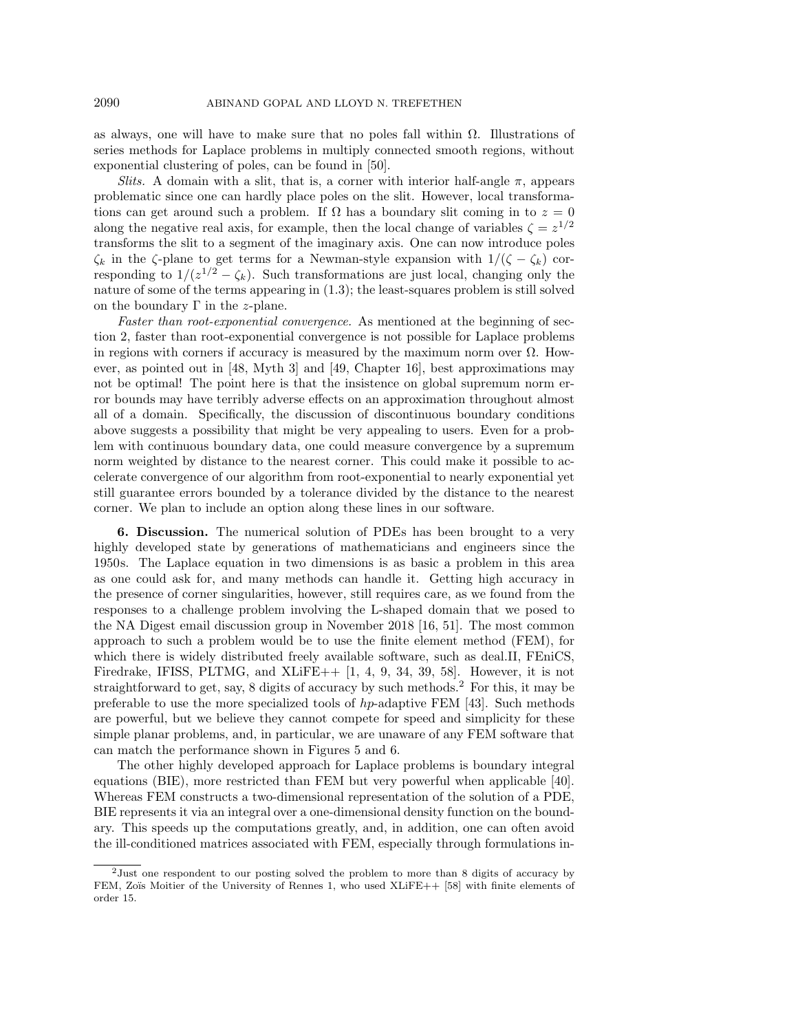as always, one will have to make sure that no poles fall within $\Omega$. Illustrations of series methods for Laplace problems in multiply connected smooth regions, without exponential clustering of poles, can be found in [50].

*Slits.* A domain with a slit, that is, a corner with interior half-angle $\pi$, appears problematic since one can hardly place poles on the slit. However, local transformations can get around such a problem. If $\Omega$ has a boundary slit coming in to $z = 0$ along the negative real axis, for example, then the local change of variables $\zeta = z^{1/2}$ transforms the slit to a segment of the imaginary axis. One can now introduce poles $\zeta_k$ in the $\zeta$-plane to get terms for a Newman-style expansion with $1/(\zeta - \zeta_k)$ corresponding to $1/(z^{1/2} - \zeta_k)$. Such transformations are just local, changing only the nature of some of the terms appearing in (1.3); the least-squares problem is still solved on the boundary $\Gamma$ in the $z$-plane.

*Faster than root-exponential convergence.* As mentioned at the beginning of section 2, faster than root-exponential convergence is not possible for Laplace problems in regions with corners if accuracy is measured by the maximum norm over $\Omega$. However, as pointed out in [48, Myth 3] and [49, Chapter 16], best approximations may not be optimal! The point here is that the insistence on global supremum norm error bounds may have terribly adverse effects on an approximation throughout almost all of a domain. Specifically, the discussion of discontinuous boundary conditions above suggests a possibility that might be very appealing to users. Even for a problem with continuous boundary data, one could measure convergence by a supremum norm weighted by distance to the nearest corner. This could make it possible to accelerate convergence of our algorithm from root-exponential to nearly exponential yet still guarantee errors bounded by a tolerance divided by the distance to the nearest corner. We plan to include an option along these lines in our software.

## 6. Discussion.

The numerical solution of PDEs has been brought to a very highly developed state by generations of mathematicians and engineers since the 1950s. The Laplace equation in two dimensions is as basic a problem in this area as one could ask for, and many methods can handle it. Getting high accuracy in the presence of corner singularities, however, still requires care, as we found from the responses to a challenge problem involving the L-shaped domain that we posed to the NA Digest email discussion group in November 2018 [16, 51]. The most common approach to such a problem would be to use the finite element method (FEM), for which there is widely distributed freely available software, such as deal.II, FEniCS, Firedrake, IFISS, PLTMG, and XLiFE++ [1, 4, 9, 34, 39, 58]. However, it is not straightforward to get, say, 8 digits of accuracy by such methods.[2] For this, it may be preferable to use the more specialized tools of $hp$-adaptive FEM [43]. Such methods are powerful, but we believe they cannot compete for speed and simplicity for these simple planar problems, and, in particular, we are unaware of any FEM software that can match the performance shown in Figures 5 and 6.

The other highly developed approach for Laplace problems is boundary integral equations (BIE), more restricted than FEM but very powerful when applicable [40]. Whereas FEM constructs a two-dimensional representation of the solution of a PDE, BIE represents it via an integral over a one-dimensional density function on the boundary. This speeds up the computations greatly, and, in addition, one can often avoid the ill-conditioned matrices associated with FEM, especially through formulations in-

[2] Just one respondent to our posting solved the problem to more than 8 digits of accuracy by FEM, Zoïs Moitier of the University of Rennes 1, who used XLiFE++ [58] with finite elements of order 15.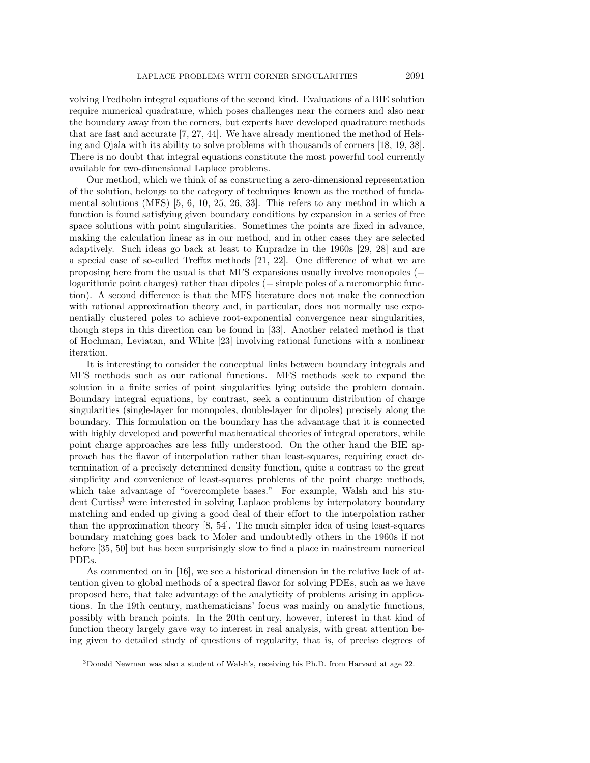volving Fredholm integral equations of the second kind. Evaluations of a BIE solution require numerical quadrature, which poses challenges near the corners and also near the boundary away from the corners, but experts have developed quadrature methods that are fast and accurate [7, 27, 44]. We have already mentioned the method of Helsing and Ojala with its ability to solve problems with thousands of corners [18, 19, 38]. There is no doubt that integral equations constitute the most powerful tool currently available for two-dimensional Laplace problems.

Our method, which we think of as constructing a zero-dimensional representation of the solution, belongs to the category of techniques known as the method of fundamental solutions (MFS) [5, 6, 10, 25, 26, 33]. This refers to any method in which a function is found satisfying given boundary conditions by expansion in a series of free space solutions with point singularities. Sometimes the points are fixed in advance, making the calculation linear as in our method, and in other cases they are selected adaptively. Such ideas go back at least to Kupradze in the 1960s [29, 28] and are a special case of so-called Trefftz methods [21, 22]. One difference of what we are proposing here from the usual is that MFS expansions usually involve monopoles (= logarithmic point charges) rather than dipoles (= simple poles of a meromorphic function). A second difference is that the MFS literature does not make the connection with rational approximation theory and, in particular, does not normally use exponentially clustered poles to achieve root-exponential convergence near singularities, though steps in this direction can be found in [33]. Another related method is that of Hochman, Leviatan, and White [23] involving rational functions with a nonlinear iteration.

It is interesting to consider the conceptual links between boundary integrals and MFS methods such as our rational functions. MFS methods seek to expand the solution in a finite series of point singularities lying outside the problem domain. Boundary integral equations, by contrast, seek a continuum distribution of charge singularities (single-layer for monopoles, double-layer for dipoles) precisely along the boundary. This formulation on the boundary has the advantage that it is connected with highly developed and powerful mathematical theories of integral operators, while point charge approaches are less fully understood. On the other hand the BIE approach has the flavor of interpolation rather than least-squares, requiring exact determination of a precisely determined density function, quite a contrast to the great simplicity and convenience of least-squares problems of the point charge methods, which take advantage of "overcomplete bases." For example, Walsh and his student Curtiss[3] were interested in solving Laplace problems by interpolatory boundary matching and ended up giving a good deal of their effort to the interpolation rather than the approximation theory [8, 54]. The much simpler idea of using least-squares boundary matching goes back to Moler and undoubtedly others in the 1960s if not before [35, 50] but has been surprisingly slow to find a place in mainstream numerical PDEs.

As commented on in [16], we see a historical dimension in the relative lack of attention given to global methods of a spectral flavor for solving PDEs, such as we have proposed here, that take advantage of the analyticity of problems arising in applications. In the 19th century, mathematicians' focus was mainly on analytic functions, possibly with branch points. In the 20th century, however, interest in that kind of function theory largely gave way to interest in real analysis, with great attention being given to detailed study of questions of regularity, that is, of precise degrees of

[3]Donald Newman was also a student of Walsh's, receiving his Ph.D. from Harvard at age 22.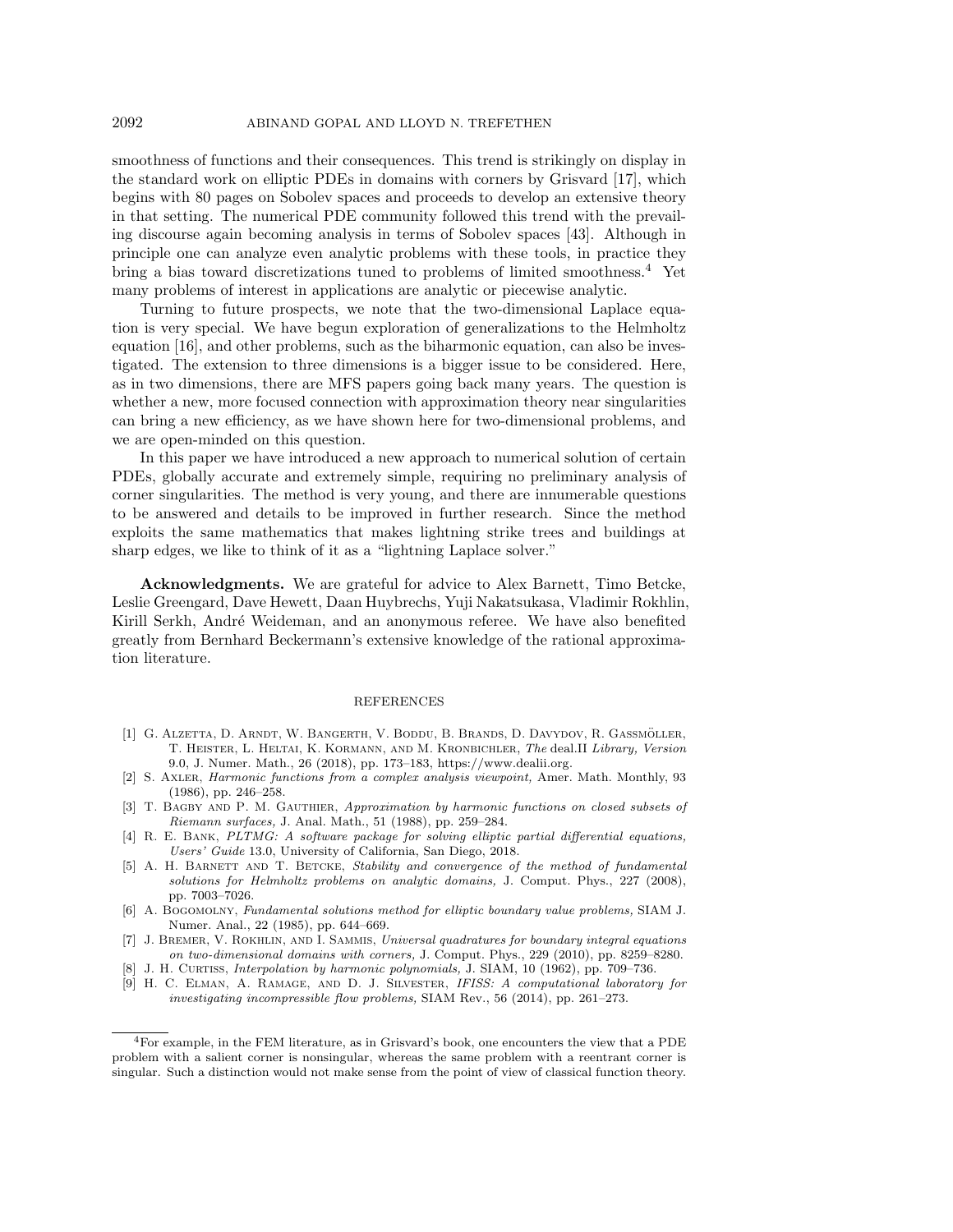smoothness of functions and their consequences. This trend is strikingly on display in the standard work on elliptic PDEs in domains with corners by Grisvard [17], which begins with 80 pages on Sobolev spaces and proceeds to develop an extensive theory in that setting. The numerical PDE community followed this trend with the prevailing discourse again becoming analysis in terms of Sobolev spaces [43]. Although in principle one can analyze even analytic problems with these tools, in practice they bring a bias toward discretizations tuned to problems of limited smoothness.[4] Yet many problems of interest in applications are analytic or piecewise analytic.

Turning to future prospects, we note that the two-dimensional Laplace equation is very special. We have begun exploration of generalizations to the Helmholtz equation [16], and other problems, such as the biharmonic equation, can also be investigated. The extension to three dimensions is a bigger issue to be considered. Here, as in two dimensions, there are MFS papers going back many years. The question is whether a new, more focused connection with approximation theory near singularities can bring a new efficiency, as we have shown here for two-dimensional problems, and we are open-minded on this question.

In this paper we have introduced a new approach to numerical solution of certain PDEs, globally accurate and extremely simple, requiring no preliminary analysis of corner singularities. The method is very young, and there are innumerable questions to be answered and details to be improved in further research. Since the method exploits the same mathematics that makes lightning strike trees and buildings at sharp edges, we like to think of it as a "lightning Laplace solver."

**Acknowledgments.** We are grateful for advice to Alex Barnett, Timo Betcke, Leslie Greengard, Dave Hewett, Daan Huybrechs, Yuji Nakatsukasa, Vladimir Rokhlin, Kirill Serkh, André Weideman, and an anonymous referee. We have also benefited greatly from Bernhard Beckermann's extensive knowledge of the rational approximation literature.

## REFERENCES

[1] G. Alzetta, D. Arndt, W. Bangerth, V. Boddu, B. Brands, D. Davydov, R. Gassmöller, T. Heister, L. Heltai, K. Kormann, and M. Kronbichler, *The* deal.II *Library, Version* 9.0, J. Numer. Math., 26 (2018), pp. 173–183, https://www.dealii.org.

[2] S. Axler, *Harmonic functions from a complex analysis viewpoint,* Amer. Math. Monthly, 93 (1986), pp. 246–258.

[3] T. Bagby and P. M. Gauthier, *Approximation by harmonic functions on closed subsets of Riemann surfaces,* J. Anal. Math., 51 (1988), pp. 259–284.

[4] R. E. Bank, *PLTMG: A software package for solving elliptic partial differential equations, Users' Guide* 13.0, University of California, San Diego, 2018.

[5] A. H. Barnett and T. Betcke, *Stability and convergence of the method of fundamental solutions for Helmholtz problems on analytic domains,* J. Comput. Phys., 227 (2008), pp. 7003–7026.

[6] A. Bogomolny, *Fundamental solutions method for elliptic boundary value problems,* SIAM J. Numer. Anal., 22 (1985), pp. 644–669.

[7] J. Bremer, V. Rokhlin, and I. Sammis, *Universal quadratures for boundary integral equations on two-dimensional domains with corners,* J. Comput. Phys., 229 (2010), pp. 8259–8280.

[8] J. H. Curtiss, *Interpolation by harmonic polynomials,* J. SIAM, 10 (1962), pp. 709–736.

[9] H. C. Elman, A. Ramage, and D. J. Silvester, *IFISS: A computational laboratory for investigating incompressible flow problems,* SIAM Rev., 56 (2014), pp. 261–273.

[4] For example, in the FEM literature, as in Grisvard's book, one encounters the view that a PDE problem with a salient corner is nonsingular, whereas the same problem with a reentrant corner is singular. Such a distinction would not make sense from the point of view of classical function theory.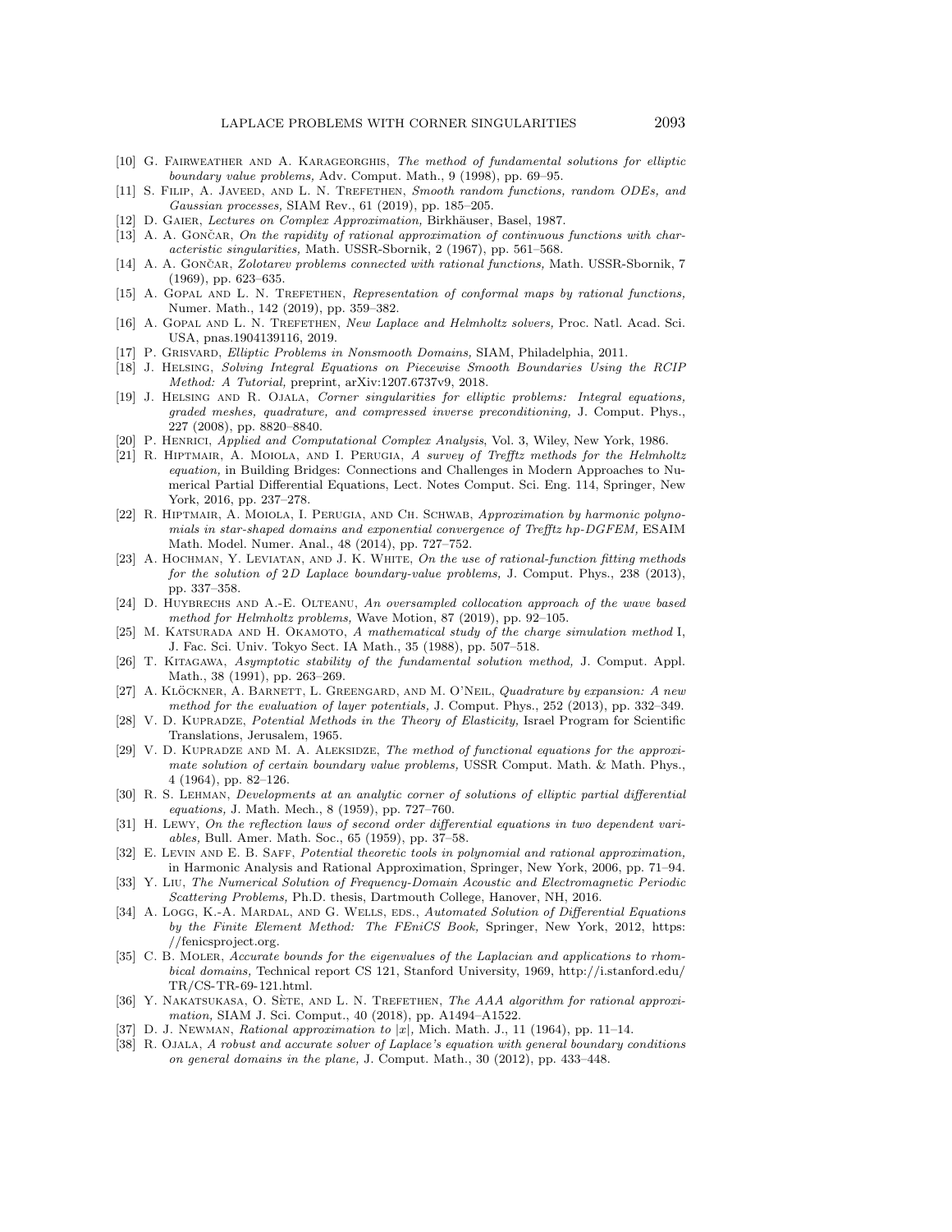[10] G. Fairweather and A. Karageorghis, *The method of fundamental solutions for elliptic boundary value problems,* Adv. Comput. Math., 9 (1998), pp. 69–95.

[11] S. Filip, A. Javeed, and L. N. Trefethen, *Smooth random functions, random ODEs, and Gaussian processes,* SIAM Rev., 61 (2019), pp. 185–205.

[12] D. Gaier, *Lectures on Complex Approximation,* Birkhäuser, Basel, 1987.

[13] A. A. Gončar, *On the rapidity of rational approximation of continuous functions with characteristic singularities,* Math. USSR-Sbornik, 2 (1967), pp. 561–568.

[14] A. A. Gončar, *Zolotarev problems connected with rational functions,* Math. USSR-Sbornik, 7 (1969), pp. 623–635.

[15] A. Gopal and L. N. Trefethen, *Representation of conformal maps by rational functions,* Numer. Math., 142 (2019), pp. 359–382.

[16] A. Gopal and L. N. Trefethen, *New Laplace and Helmholtz solvers,* Proc. Natl. Acad. Sci. USA, pnas.1904139116, 2019.

[17] P. Grisvard, *Elliptic Problems in Nonsmooth Domains,* SIAM, Philadelphia, 2011.

[18] J. Helsing, *Solving Integral Equations on Piecewise Smooth Boundaries Using the RCIP Method: A Tutorial,* preprint, arXiv:1207.6737v9, 2018.

[19] J. Helsing and R. Ojala, *Corner singularities for elliptic problems: Integral equations, graded meshes, quadrature, and compressed inverse preconditioning,* J. Comput. Phys., 227 (2008), pp. 8820–8840.

[20] P. Henrici, *Applied and Computational Complex Analysis*, Vol. 3, Wiley, New York, 1986.

[21] R. Hiptmair, A. Moiola, and I. Perugia, *A survey of Trefftz methods for the Helmholtz equation,* in Building Bridges: Connections and Challenges in Modern Approaches to Numerical Partial Differential Equations, Lect. Notes Comput. Sci. Eng. 114, Springer, New York, 2016, pp. 237–278.

[22] R. Hiptmair, A. Moiola, I. Perugia, and Ch. Schwab, *Approximation by harmonic polynomials in star-shaped domains and exponential convergence of Trefftz hp-DGFEM,* ESAIM Math. Model. Numer. Anal., 48 (2014), pp. 727–752.

[23] A. Hochman, Y. Leviatan, and J. K. White, *On the use of rational-function fitting methods for the solution of 2D Laplace boundary-value problems,* J. Comput. Phys., 238 (2013), pp. 337–358.

[24] D. Huybrechs and A.-E. Olteanu, *An oversampled collocation approach of the wave based method for Helmholtz problems,* Wave Motion, 87 (2019), pp. 92–105.

[25] M. Katsurada and H. Okamoto, *A mathematical study of the charge simulation method* I, J. Fac. Sci. Univ. Tokyo Sect. IA Math., 35 (1988), pp. 507–518.

[26] T. Kitagawa, *Asymptotic stability of the fundamental solution method,* J. Comput. Appl. Math., 38 (1991), pp. 263–269.

[27] A. Klöckner, A. Barnett, L. Greengard, and M. O'Neil, *Quadrature by expansion: A new method for the evaluation of layer potentials,* J. Comput. Phys., 252 (2013), pp. 332–349.

[28] V. D. Kupradze, *Potential Methods in the Theory of Elasticity,* Israel Program for Scientific Translations, Jerusalem, 1965.

[29] V. D. Kupradze and M. A. Aleksidze, *The method of functional equations for the approximate solution of certain boundary value problems,* USSR Comput. Math. & Math. Phys., 4 (1964), pp. 82–126.

[30] R. S. Lehman, *Developments at an analytic corner of solutions of elliptic partial differential equations,* J. Math. Mech., 8 (1959), pp. 727–760.

[31] H. Lewy, *On the reflection laws of second order differential equations in two dependent variables,* Bull. Amer. Math. Soc., 65 (1959), pp. 37–58.

[32] E. Levin and E. B. Saff, *Potential theoretic tools in polynomial and rational approximation,* in Harmonic Analysis and Rational Approximation, Springer, New York, 2006, pp. 71–94.

[33] Y. Liu, *The Numerical Solution of Frequency-Domain Acoustic and Electromagnetic Periodic Scattering Problems,* Ph.D. thesis, Dartmouth College, Hanover, NH, 2016.

[34] A. Logg, K.-A. Mardal, and G. Wells, eds., *Automated Solution of Differential Equations by the Finite Element Method: The FEniCS Book,* Springer, New York, 2012, https://fenicsproject.org.

[35] C. B. Moler, *Accurate bounds for the eigenvalues of the Laplacian and applications to rhombical domains,* Technical report CS 121, Stanford University, 1969, http://i.stanford.edu/TR/CS-TR-69-121.html.

[36] Y. Nakatsukasa, O. Sète, and L. N. Trefethen, *The AAA algorithm for rational approximation,* SIAM J. Sci. Comput., 40 (2018), pp. A1494–A1522.

[37] D. J. Newman, *Rational approximation to* $|x|$, Mich. Math. J., 11 (1964), pp. 11–14.

[38] R. Ojala, *A robust and accurate solver of Laplace's equation with general boundary conditions on general domains in the plane,* J. Comput. Math., 30 (2012), pp. 433–448.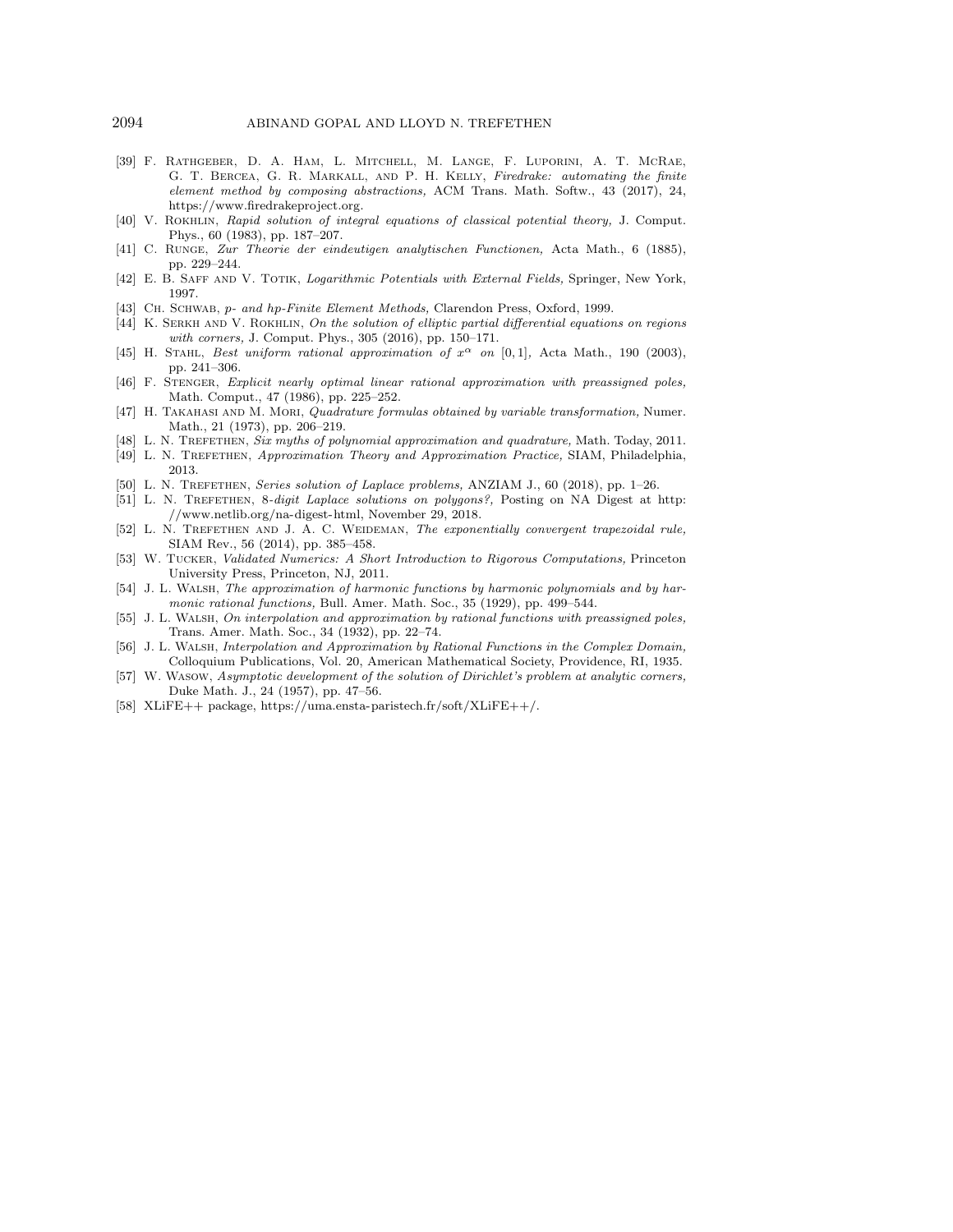[39] F. Rathgeber, D. A. Ham, L. Mitchell, M. Lange, F. Luporini, A. T. McRae, G. T. Bercea, G. R. Markall, and P. H. Kelly, *Firedrake: automating the finite element method by composing abstractions,* ACM Trans. Math. Softw., 43 (2017), 24, https://www.firedrakeproject.org.

[40] V. Rokhlin, *Rapid solution of integral equations of classical potential theory,* J. Comput. Phys., 60 (1983), pp. 187–207.

[41] C. Runge, *Zur Theorie der eindeutigen analytischen Functionen,* Acta Math., 6 (1885), pp. 229–244.

[42] E. B. Saff and V. Totik, *Logarithmic Potentials with External Fields,* Springer, New York, 1997.

[43] Ch. Schwab, *p- and hp-Finite Element Methods,* Clarendon Press, Oxford, 1999.

[44] K. Serkh and V. Rokhlin, *On the solution of elliptic partial differential equations on regions with corners,* J. Comput. Phys., 305 (2016), pp. 150–171.

[45] H. Stahl, *Best uniform rational approximation of $x^\alpha$ on $[0,1]$,* Acta Math., 190 (2003), pp. 241–306.

[46] F. Stenger, *Explicit nearly optimal linear rational approximation with preassigned poles,* Math. Comput., 47 (1986), pp. 225–252.

[47] H. Takahasi and M. Mori, *Quadrature formulas obtained by variable transformation,* Numer. Math., 21 (1973), pp. 206–219.

[48] L. N. Trefethen, *Six myths of polynomial approximation and quadrature,* Math. Today, 2011.

[49] L. N. Trefethen, *Approximation Theory and Approximation Practice,* SIAM, Philadelphia, 2013.

[50] L. N. Trefethen, *Series solution of Laplace problems,* ANZIAM J., 60 (2018), pp. 1–26.

[51] L. N. Trefethen, *8-digit Laplace solutions on polygons?,* Posting on NA Digest at http://www.netlib.org/na-digest-html, November 29, 2018.

[52] L. N. Trefethen and J. A. C. Weideman, *The exponentially convergent trapezoidal rule,* SIAM Rev., 56 (2014), pp. 385–458.

[53] W. Tucker, *Validated Numerics: A Short Introduction to Rigorous Computations,* Princeton University Press, Princeton, NJ, 2011.

[54] J. L. Walsh, *The approximation of harmonic functions by harmonic polynomials and by harmonic rational functions,* Bull. Amer. Math. Soc., 35 (1929), pp. 499–544.

[55] J. L. Walsh, *On interpolation and approximation by rational functions with preassigned poles,* Trans. Amer. Math. Soc., 34 (1932), pp. 22–74.

[56] J. L. Walsh, *Interpolation and Approximation by Rational Functions in the Complex Domain,* Colloquium Publications, Vol. 20, American Mathematical Society, Providence, RI, 1935.

[57] W. Wasow, *Asymptotic development of the solution of Dirichlet's problem at analytic corners,* Duke Math. J., 24 (1957), pp. 47–56.

[58] XLiFE++ package, https://uma.ensta-paristech.fr/soft/XLiFE++/.